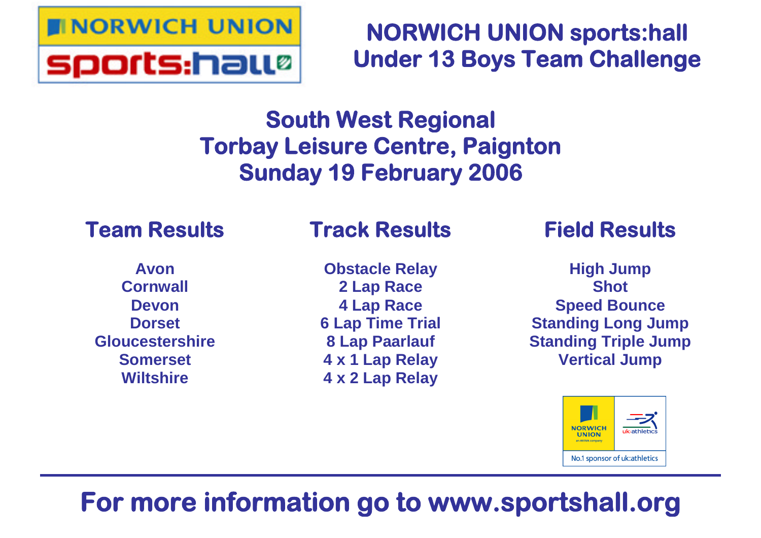# NORWICH UNION sports:hall
# Under 13 Boys Team Challenge

## South West Regional
## Torbay Leisure Centre, Paignton
## Sunday 19 February 2006

### Team Results

Avon
Cornwall
Devon
Dorset
Gloucestershire
Somerset
Wiltshire

### Track Results

Obstacle Relay
2 Lap Race
4 Lap Race
6 Lap Time Trial
8 Lap Paarlauf
4 x 1 Lap Relay
4 x 2 Lap Relay

### Field Results

High Jump
Shot
Speed Bounce
Standing Long Jump
Standing Triple Jump
Vertical Jump

No.1 sponsor of uk:athletics

---

**For more information go to www.sportshall.org**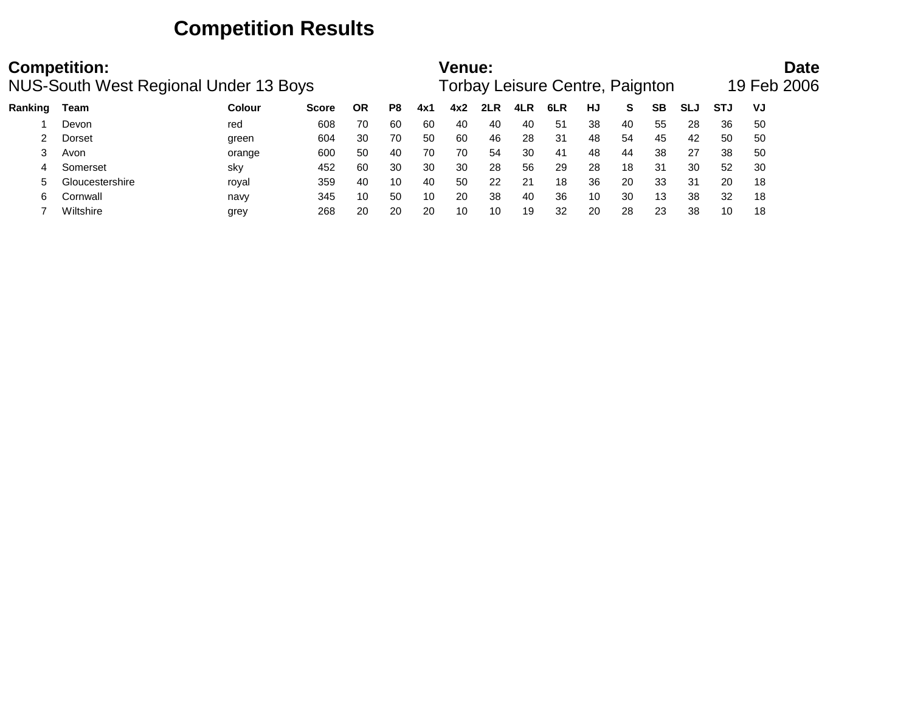# Competition Results

**Competition:**
NUS-South West Regional Under 13 Boys

**Venue:**
Torbay Leisure Centre, Paignton

**Date**
19 Feb 2006

| Ranking | Team | Colour | Score | OR | P8 | 4x1 | 4x2 | 2LR | 4LR | 6LR | HJ | S | SB | SLJ | STJ | VJ |
|---|---|---|---|---|---|---|---|---|---|---|---|---|---|---|---|---|
| 1 | Devon | red | 608 | 70 | 60 | 60 | 40 | 40 | 40 | 51 | 38 | 40 | 55 | 28 | 36 | 50 |
| 2 | Dorset | green | 604 | 30 | 70 | 50 | 60 | 46 | 28 | 31 | 48 | 54 | 45 | 42 | 50 | 50 |
| 3 | Avon | orange | 600 | 50 | 40 | 70 | 70 | 54 | 30 | 41 | 48 | 44 | 38 | 27 | 38 | 50 |
| 4 | Somerset | sky | 452 | 60 | 30 | 30 | 30 | 28 | 56 | 29 | 28 | 18 | 31 | 30 | 52 | 30 |
| 5 | Gloucestershire | royal | 359 | 40 | 10 | 40 | 50 | 22 | 21 | 18 | 36 | 20 | 33 | 31 | 20 | 18 |
| 6 | Cornwall | navy | 345 | 10 | 50 | 10 | 20 | 38 | 40 | 36 | 10 | 30 | 13 | 38 | 32 | 18 |
| 7 | Wiltshire | grey | 268 | 20 | 20 | 20 | 10 | 10 | 19 | 32 | 20 | 28 | 23 | 38 | 10 | 18 |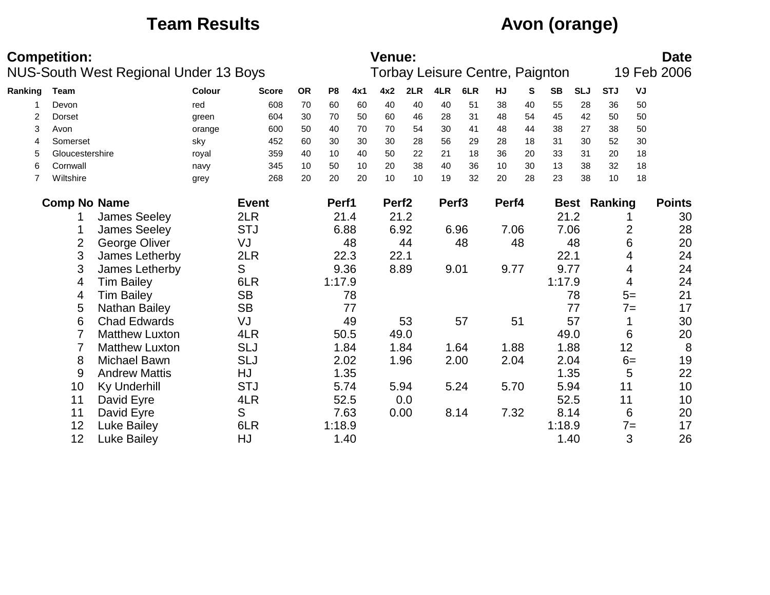# Team Results

# Avon (orange)

**Competition:**
NUS-South West Regional Under 13 Boys

**Venue:**
Torbay Leisure Centre, Paignton

**Date**
19 Feb 2006

| Ranking | Team | Colour | Score | OR | P8 | 4x1 | 4x2 | 2LR | 4LR | 6LR | HJ | S | SB | SLJ | STJ | VJ |
|---|---|---|---|---|---|---|---|---|---|---|---|---|---|---|---|---|
| 1 | Devon | red | 608 | 70 | 60 | 60 | 40 | 40 | 40 | 51 | 38 | 40 | 55 | 28 | 36 | 50 |
| 2 | Dorset | green | 604 | 30 | 70 | 50 | 60 | 46 | 28 | 31 | 48 | 54 | 45 | 42 | 50 | 50 |
| 3 | Avon | orange | 600 | 50 | 40 | 70 | 70 | 54 | 30 | 41 | 48 | 44 | 38 | 27 | 38 | 50 |
| 4 | Somerset | sky | 452 | 60 | 30 | 30 | 30 | 28 | 56 | 29 | 28 | 18 | 31 | 30 | 52 | 30 |
| 5 | Gloucestershire | royal | 359 | 40 | 10 | 40 | 50 | 22 | 21 | 18 | 36 | 20 | 33 | 31 | 20 | 18 |
| 6 | Cornwall | navy | 345 | 10 | 50 | 10 | 20 | 38 | 40 | 36 | 10 | 30 | 13 | 38 | 32 | 18 |
| 7 | Wiltshire | grey | 268 | 20 | 20 | 20 | 10 | 10 | 19 | 32 | 20 | 28 | 23 | 38 | 10 | 18 |

| Comp No | Name | Event | Perf1 | Perf2 | Perf3 | Perf4 | Best | Ranking | Points |
|---|---|---|---|---|---|---|---|---|---|
| 1 | James Seeley | 2LR | 21.4 | 21.2 | | | 21.2 | 1 | 30 |
| 1 | James Seeley | STJ | 6.88 | 6.92 | 6.96 | 7.06 | 7.06 | 2 | 28 |
| 2 | George Oliver | VJ | 48 | 44 | 48 | 48 | 48 | 6 | 20 |
| 3 | James Letherby | 2LR | 22.3 | 22.1 | | | 22.1 | 4 | 24 |
| 3 | James Letherby | S | 9.36 | 8.89 | 9.01 | 9.77 | 9.77 | 4 | 24 |
| 4 | Tim Bailey | 6LR | 1:17.9 | | | | 1:17.9 | 4 | 24 |
| 4 | Tim Bailey | SB | 78 | | | | 78 | 5= | 21 |
| 5 | Nathan Bailey | SB | 77 | | | | 77 | 7= | 17 |
| 6 | Chad Edwards | VJ | 49 | 53 | 57 | 51 | 57 | 1 | 30 |
| 7 | Matthew Luxton | 4LR | 50.5 | 49.0 | | | 49.0 | 6 | 20 |
| 7 | Matthew Luxton | SLJ | 1.84 | 1.84 | 1.64 | 1.88 | 1.88 | 12 | 8 |
| 8 | Michael Bawn | SLJ | 2.02 | 1.96 | 2.00 | 2.04 | 2.04 | 6= | 19 |
| 9 | Andrew Mattis | HJ | 1.35 | | | | 1.35 | 5 | 22 |
| 10 | Ky Underhill | STJ | 5.74 | 5.94 | 5.24 | 5.70 | 5.94 | 11 | 10 |
| 11 | David Eyre | 4LR | 52.5 | 0.0 | | | 52.5 | 11 | 10 |
| 11 | David Eyre | S | 7.63 | 0.00 | 8.14 | 7.32 | 8.14 | 6 | 20 |
| 12 | Luke Bailey | 6LR | 1:18.9 | | | | 1:18.9 | 7= | 17 |
| 12 | Luke Bailey | HJ | 1.40 | | | | 1.40 | 3 | 26 |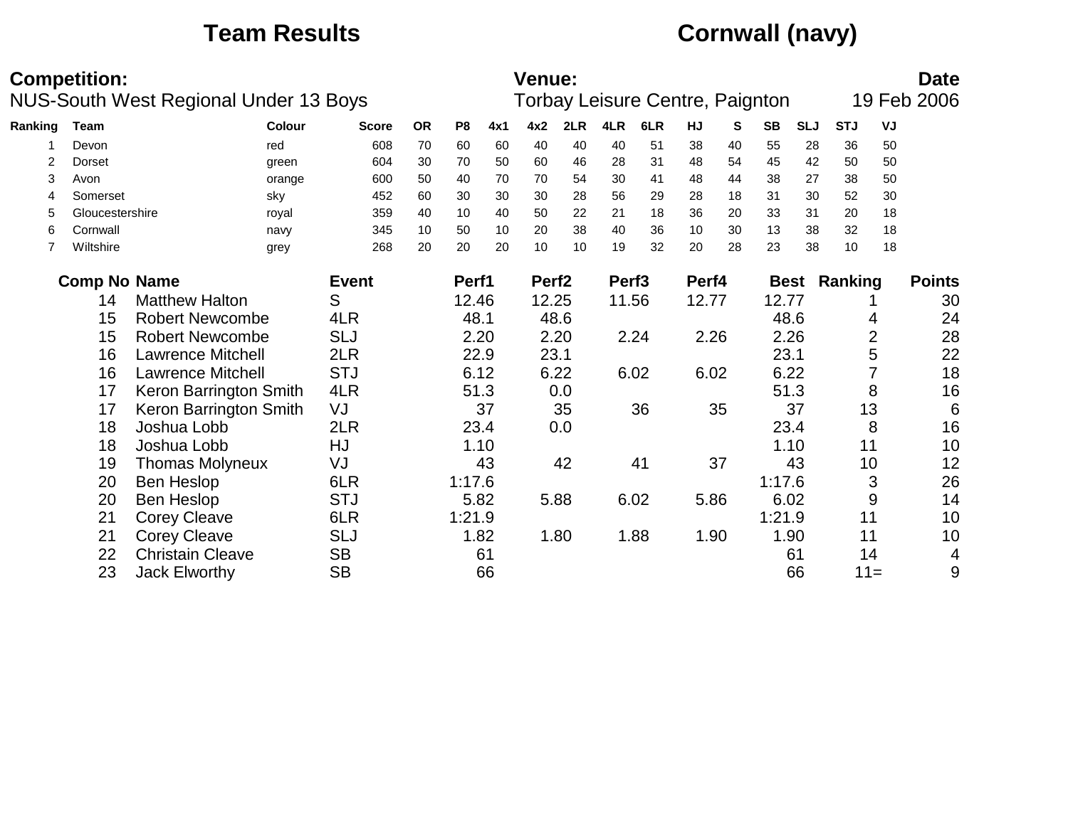# Team Results

# Cornwall (navy)

**Competition:**
NUS-South West Regional Under 13 Boys

**Venue:**
Torbay Leisure Centre, Paignton

**Date**
19 Feb 2006

| Ranking | Team | Colour | Score | OR | P8 | 4x1 | 4x2 | 2LR | 4LR | 6LR | HJ | S | SB | SLJ | STJ | VJ |
|---|---|---|---|---|---|---|---|---|---|---|---|---|---|---|---|---|
| 1 | Devon | red | 608 | 70 | 60 | 60 | 40 | 40 | 40 | 51 | 38 | 40 | 55 | 28 | 36 | 50 |
| 2 | Dorset | green | 604 | 30 | 70 | 50 | 60 | 46 | 28 | 31 | 48 | 54 | 45 | 42 | 50 | 50 |
| 3 | Avon | orange | 600 | 50 | 40 | 70 | 70 | 54 | 30 | 41 | 48 | 44 | 38 | 27 | 38 | 50 |
| 4 | Somerset | sky | 452 | 60 | 30 | 30 | 30 | 28 | 56 | 29 | 28 | 18 | 31 | 30 | 52 | 30 |
| 5 | Gloucestershire | royal | 359 | 40 | 10 | 40 | 50 | 22 | 21 | 18 | 36 | 20 | 33 | 31 | 20 | 18 |
| 6 | Cornwall | navy | 345 | 10 | 50 | 10 | 20 | 38 | 40 | 36 | 10 | 30 | 13 | 38 | 32 | 18 |
| 7 | Wiltshire | grey | 268 | 20 | 20 | 20 | 10 | 10 | 19 | 32 | 20 | 28 | 23 | 38 | 10 | 18 |

| Comp No | Name | Event | Perf1 | Perf2 | Perf3 | Perf4 | Best | Ranking | Points |
|---|---|---|---|---|---|---|---|---|---|
| 14 | Matthew Halton | S | 12.46 | 12.25 | 11.56 | 12.77 | 12.77 | 1 | 30 |
| 15 | Robert Newcombe | 4LR | 48.1 | 48.6 | | | 48.6 | 4 | 24 |
| 15 | Robert Newcombe | SLJ | 2.20 | 2.20 | 2.24 | 2.26 | 2.26 | 2 | 28 |
| 16 | Lawrence Mitchell | 2LR | 22.9 | 23.1 | | | 23.1 | 5 | 22 |
| 16 | Lawrence Mitchell | STJ | 6.12 | 6.22 | 6.02 | 6.02 | 6.22 | 7 | 18 |
| 17 | Keron Barrington Smith | 4LR | 51.3 | 0.0 | | | 51.3 | 8 | 16 |
| 17 | Keron Barrington Smith | VJ | 37 | 35 | 36 | 35 | 37 | 13 | 6 |
| 18 | Joshua Lobb | 2LR | 23.4 | 0.0 | | | 23.4 | 8 | 16 |
| 18 | Joshua Lobb | HJ | 1.10 | | | | 1.10 | 11 | 10 |
| 19 | Thomas Molyneux | VJ | 43 | 42 | 41 | 37 | 43 | 10 | 12 |
| 20 | Ben Heslop | 6LR | 1:17.6 | | | | 1:17.6 | 3 | 26 |
| 20 | Ben Heslop | STJ | 5.82 | 5.88 | 6.02 | 5.86 | 6.02 | 9 | 14 |
| 21 | Corey Cleave | 6LR | 1:21.9 | | | | 1:21.9 | 11 | 10 |
| 21 | Corey Cleave | SLJ | 1.82 | 1.80 | 1.88 | 1.90 | 1.90 | 11 | 10 |
| 22 | Christain Cleave | SB | 61 | | | | 61 | 14 | 4 |
| 23 | Jack Elworthy | SB | 66 | | | | 66 | 11= | 9 |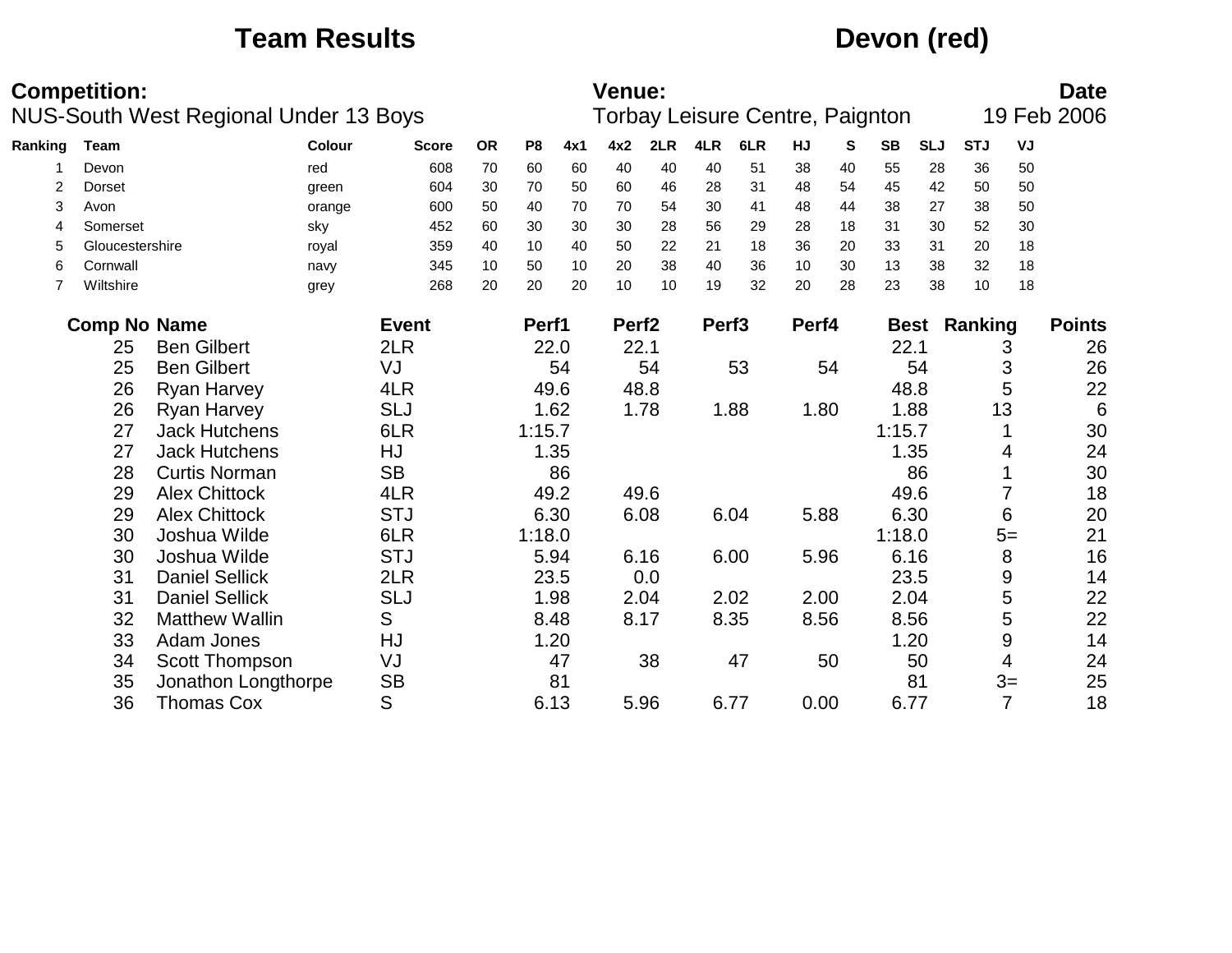# Team Results

# Devon (red)

**Competition:**
NUS-South West Regional Under 13 Boys

**Venue:**
Torbay Leisure Centre, Paignton

**Date**
19 Feb 2006

| Ranking | Team | Colour | Score | OR | P8 | 4x1 | 4x2 | 2LR | 4LR | 6LR | HJ | S | SB | SLJ | STJ | VJ |
|---|---|---|---|---|---|---|---|---|---|---|---|---|---|---|---|---|
| 1 | Devon | red | 608 | 70 | 60 | 60 | 40 | 40 | 40 | 51 | 38 | 40 | 55 | 28 | 36 | 50 |
| 2 | Dorset | green | 604 | 30 | 70 | 50 | 60 | 46 | 28 | 31 | 48 | 54 | 45 | 42 | 50 | 50 |
| 3 | Avon | orange | 600 | 50 | 40 | 70 | 70 | 54 | 30 | 41 | 48 | 44 | 38 | 27 | 38 | 50 |
| 4 | Somerset | sky | 452 | 60 | 30 | 30 | 30 | 28 | 56 | 29 | 28 | 18 | 31 | 30 | 52 | 30 |
| 5 | Gloucestershire | royal | 359 | 40 | 10 | 40 | 50 | 22 | 21 | 18 | 36 | 20 | 33 | 31 | 20 | 18 |
| 6 | Cornwall | navy | 345 | 10 | 50 | 10 | 20 | 38 | 40 | 36 | 10 | 30 | 13 | 38 | 32 | 18 |
| 7 | Wiltshire | grey | 268 | 20 | 20 | 20 | 10 | 10 | 19 | 32 | 20 | 28 | 23 | 38 | 10 | 18 |

| Comp No | Name | Event | Perf1 | Perf2 | Perf3 | Perf4 | Best | Ranking | Points |
|---|---|---|---|---|---|---|---|---|---|
| 25 | Ben Gilbert | 2LR | 22.0 | 22.1 | | | 22.1 | 3 | 26 |
| 25 | Ben Gilbert | VJ | 54 | 54 | 53 | 54 | 54 | 3 | 26 |
| 26 | Ryan Harvey | 4LR | 49.6 | 48.8 | | | 48.8 | 5 | 22 |
| 26 | Ryan Harvey | SLJ | 1.62 | 1.78 | 1.88 | 1.80 | 1.88 | 13 | 6 |
| 27 | Jack Hutchens | 6LR | 1:15.7 | | | | 1:15.7 | 1 | 30 |
| 27 | Jack Hutchens | HJ | 1.35 | | | | 1.35 | 4 | 24 |
| 28 | Curtis Norman | SB | 86 | | | | 86 | 1 | 30 |
| 29 | Alex Chittock | 4LR | 49.2 | 49.6 | | | 49.6 | 7 | 18 |
| 29 | Alex Chittock | STJ | 6.30 | 6.08 | 6.04 | 5.88 | 6.30 | 6 | 20 |
| 30 | Joshua Wilde | 6LR | 1:18.0 | | | | 1:18.0 | 5= | 21 |
| 30 | Joshua Wilde | STJ | 5.94 | 6.16 | 6.00 | 5.96 | 6.16 | 8 | 16 |
| 31 | Daniel Sellick | 2LR | 23.5 | 0.0 | | | 23.5 | 9 | 14 |
| 31 | Daniel Sellick | SLJ | 1.98 | 2.04 | 2.02 | 2.00 | 2.04 | 5 | 22 |
| 32 | Matthew Wallin | S | 8.48 | 8.17 | 8.35 | 8.56 | 8.56 | 5 | 22 |
| 33 | Adam Jones | HJ | 1.20 | | | | 1.20 | 9 | 14 |
| 34 | Scott Thompson | VJ | 47 | 38 | 47 | 50 | 50 | 4 | 24 |
| 35 | Jonathon Longthorpe | SB | 81 | | | | 81 | 3= | 25 |
| 36 | Thomas Cox | S | 6.13 | 5.96 | 6.77 | 0.00 | 6.77 | 7 | 18 |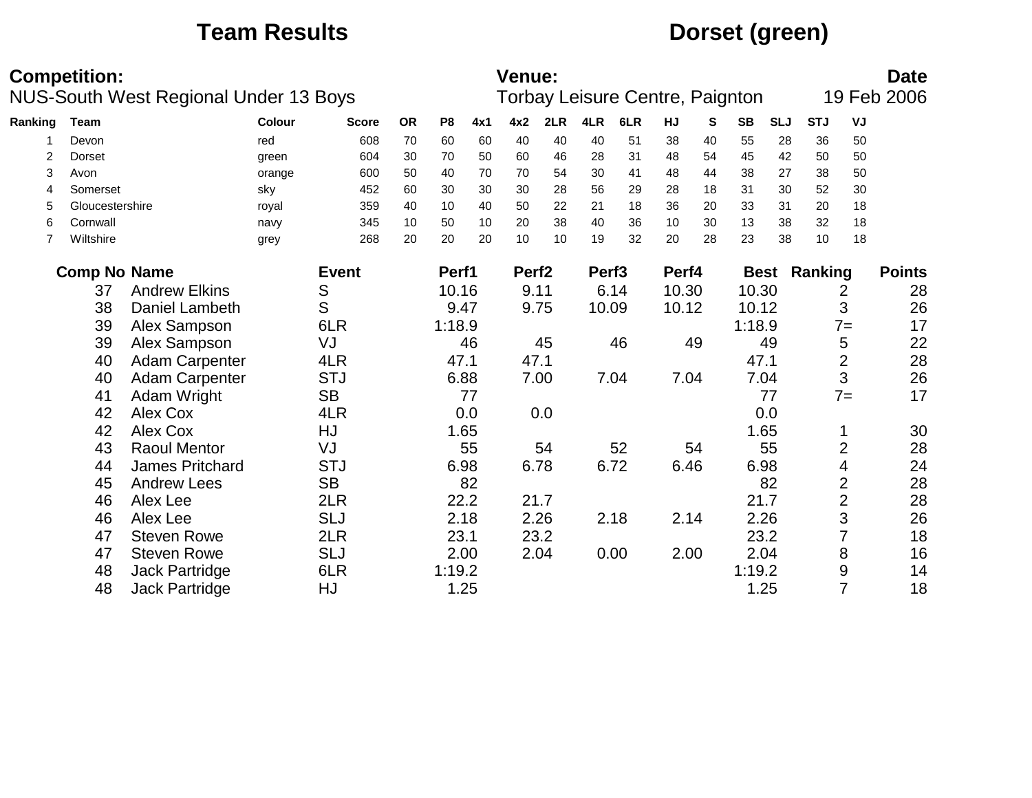# Team Results — Dorset (green)

**Competition:**
NUS-South West Regional Under 13 Boys

**Venue:**
Torbay Leisure Centre, Paignton

**Date**
19 Feb 2006

| Ranking | Team | Colour | Score | OR | P8 | 4x1 | 4x2 | 2LR | 4LR | 6LR | HJ | S | SB | SLJ | STJ | VJ |
|---|---|---|---|---|---|---|---|---|---|---|---|---|---|---|---|---|
| 1 | Devon | red | 608 | 70 | 60 | 60 | 40 | 40 | 40 | 51 | 38 | 40 | 55 | 28 | 36 | 50 |
| 2 | Dorset | green | 604 | 30 | 70 | 50 | 60 | 46 | 28 | 31 | 48 | 54 | 45 | 42 | 50 | 50 |
| 3 | Avon | orange | 600 | 50 | 40 | 70 | 70 | 54 | 30 | 41 | 48 | 44 | 38 | 27 | 38 | 50 |
| 4 | Somerset | sky | 452 | 60 | 30 | 30 | 30 | 28 | 56 | 29 | 28 | 18 | 31 | 30 | 52 | 30 |
| 5 | Gloucestershire | royal | 359 | 40 | 10 | 40 | 50 | 22 | 21 | 18 | 36 | 20 | 33 | 31 | 20 | 18 |
| 6 | Cornwall | navy | 345 | 10 | 50 | 10 | 20 | 38 | 40 | 36 | 10 | 30 | 13 | 38 | 32 | 18 |
| 7 | Wiltshire | grey | 268 | 20 | 20 | 20 | 10 | 10 | 19 | 32 | 20 | 28 | 23 | 38 | 10 | 18 |

| Comp No | Name | Event | Perf1 | Perf2 | Perf3 | Perf4 | Best | Ranking | Points |
|---|---|---|---|---|---|---|---|---|---|
| 37 | Andrew Elkins | S | 10.16 | 9.11 | 6.14 | 10.30 | 10.30 | 2 | 28 |
| 38 | Daniel Lambeth | S | 9.47 | 9.75 | 10.09 | 10.12 | 10.12 | 3 | 26 |
| 39 | Alex Sampson | 6LR | 1:18.9 | | | | 1:18.9 | 7= | 17 |
| 39 | Alex Sampson | VJ | 46 | 45 | 46 | 49 | 49 | 5 | 22 |
| 40 | Adam Carpenter | 4LR | 47.1 | 47.1 | | | 47.1 | 2 | 28 |
| 40 | Adam Carpenter | STJ | 6.88 | 7.00 | 7.04 | 7.04 | 7.04 | 3 | 26 |
| 41 | Adam Wright | SB | 77 | | | | 77 | 7= | 17 |
| 42 | Alex Cox | 4LR | 0.0 | 0.0 | | | 0.0 | | |
| 42 | Alex Cox | HJ | 1.65 | | | | 1.65 | 1 | 30 |
| 43 | Raoul Mentor | VJ | 55 | 54 | 52 | 54 | 55 | 2 | 28 |
| 44 | James Pritchard | STJ | 6.98 | 6.78 | 6.72 | 6.46 | 6.98 | 4 | 24 |
| 45 | Andrew Lees | SB | 82 | | | | 82 | 2 | 28 |
| 46 | Alex Lee | 2LR | 22.2 | 21.7 | | | 21.7 | 2 | 28 |
| 46 | Alex Lee | SLJ | 2.18 | 2.26 | 2.18 | 2.14 | 2.26 | 3 | 26 |
| 47 | Steven Rowe | 2LR | 23.1 | 23.2 | | | 23.2 | 7 | 18 |
| 47 | Steven Rowe | SLJ | 2.00 | 2.04 | 0.00 | 2.00 | 2.04 | 8 | 16 |
| 48 | Jack Partridge | 6LR | 1:19.2 | | | | 1:19.2 | 9 | 14 |
| 48 | Jack Partridge | HJ | 1.25 | | | | 1.25 | 7 | 18 |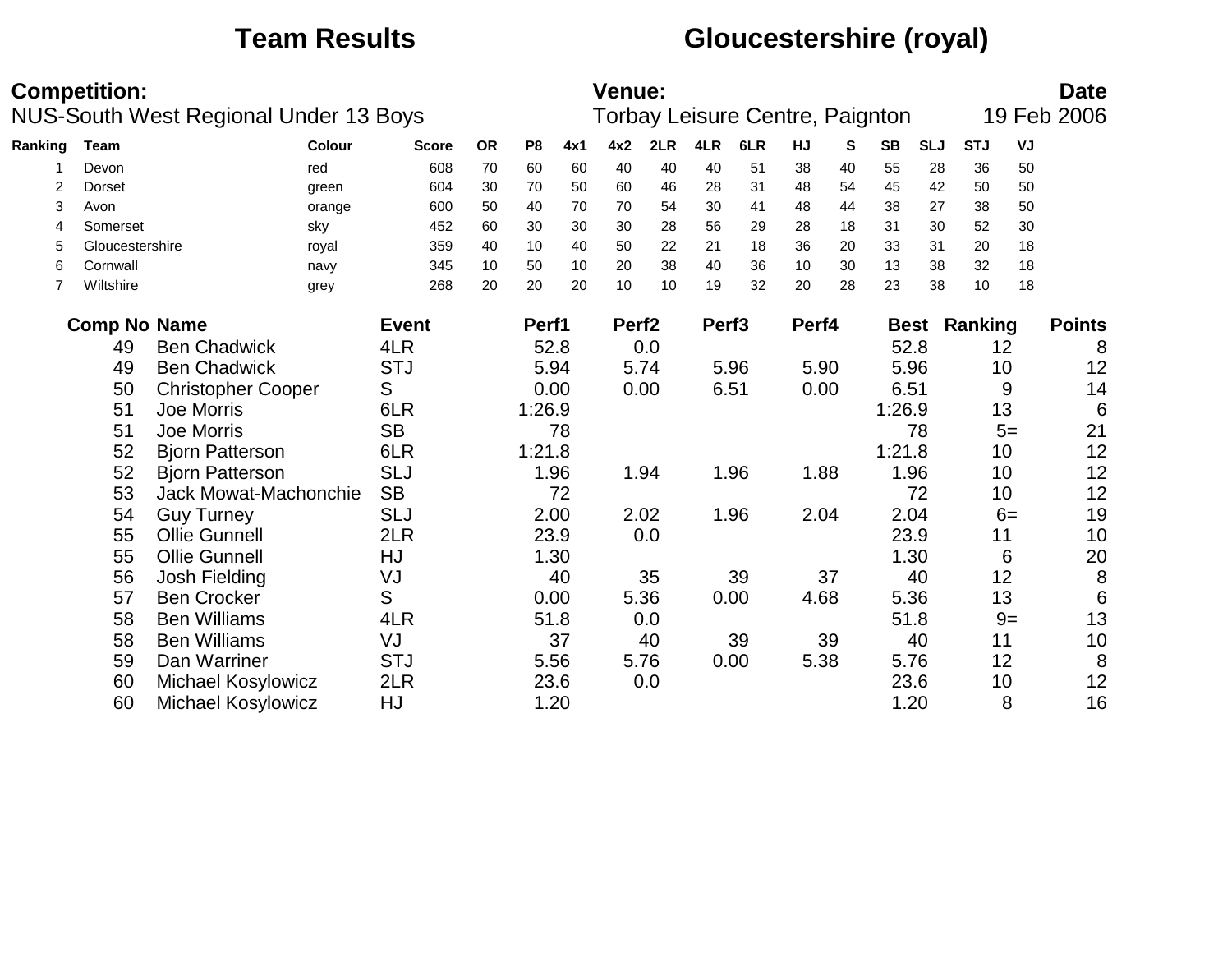# Team Results

# Gloucestershire (royal)

**Competition:**
NUS-South West Regional Under 13 Boys

**Venue:**
Torbay Leisure Centre, Paignton

**Date**
19 Feb 2006

| Ranking | Team | Colour | Score | OR | P8 | 4x1 | 4x2 | 2LR | 4LR | 6LR | HJ | S | SB | SLJ | STJ | VJ |
|---|---|---|---|---|---|---|---|---|---|---|---|---|---|---|---|---|
| 1 | Devon | red | 608 | 70 | 60 | 60 | 40 | 40 | 40 | 51 | 38 | 40 | 55 | 28 | 36 | 50 |
| 2 | Dorset | green | 604 | 30 | 70 | 50 | 60 | 46 | 28 | 31 | 48 | 54 | 45 | 42 | 50 | 50 |
| 3 | Avon | orange | 600 | 50 | 40 | 70 | 70 | 54 | 30 | 41 | 48 | 44 | 38 | 27 | 38 | 50 |
| 4 | Somerset | sky | 452 | 60 | 30 | 30 | 30 | 28 | 56 | 29 | 28 | 18 | 31 | 30 | 52 | 30 |
| 5 | Gloucestershire | royal | 359 | 40 | 10 | 40 | 50 | 22 | 21 | 18 | 36 | 20 | 33 | 31 | 20 | 18 |
| 6 | Cornwall | navy | 345 | 10 | 50 | 10 | 20 | 38 | 40 | 36 | 10 | 30 | 13 | 38 | 32 | 18 |
| 7 | Wiltshire | grey | 268 | 20 | 20 | 20 | 10 | 10 | 19 | 32 | 20 | 28 | 23 | 38 | 10 | 18 |

| Comp No | Name | Event | Perf1 | Perf2 | Perf3 | Perf4 | Best | Ranking | Points |
|---|---|---|---|---|---|---|---|---|---|
| 49 | Ben Chadwick | 4LR | 52.8 | 0.0 | | | 52.8 | 12 | 8 |
| 49 | Ben Chadwick | STJ | 5.94 | 5.74 | 5.96 | 5.90 | 5.96 | 10 | 12 |
| 50 | Christopher Cooper | S | 0.00 | 0.00 | 6.51 | 0.00 | 6.51 | 9 | 14 |
| 51 | Joe Morris | 6LR | 1:26.9 | | | | 1:26.9 | 13 | 6 |
| 51 | Joe Morris | SB | 78 | | | | 78 | 5= | 21 |
| 52 | Bjorn Patterson | 6LR | 1:21.8 | | | | 1:21.8 | 10 | 12 |
| 52 | Bjorn Patterson | SLJ | 1.96 | 1.94 | 1.96 | 1.88 | 1.96 | 10 | 12 |
| 53 | Jack Mowat-Machonchie | SB | 72 | | | | 72 | 10 | 12 |
| 54 | Guy Turney | SLJ | 2.00 | 2.02 | 1.96 | 2.04 | 2.04 | 6= | 19 |
| 55 | Ollie Gunnell | 2LR | 23.9 | 0.0 | | | 23.9 | 11 | 10 |
| 55 | Ollie Gunnell | HJ | 1.30 | | | | 1.30 | 6 | 20 |
| 56 | Josh Fielding | VJ | 40 | 35 | 39 | 37 | 40 | 12 | 8 |
| 57 | Ben Crocker | S | 0.00 | 5.36 | 0.00 | 4.68 | 5.36 | 13 | 6 |
| 58 | Ben Williams | 4LR | 51.8 | 0.0 | | | 51.8 | 9= | 13 |
| 58 | Ben Williams | VJ | 37 | 40 | 39 | 39 | 40 | 11 | 10 |
| 59 | Dan Warriner | STJ | 5.56 | 5.76 | 0.00 | 5.38 | 5.76 | 12 | 8 |
| 60 | Michael Kosylowicz | 2LR | 23.6 | 0.0 | | | 23.6 | 10 | 12 |
| 60 | Michael Kosylowicz | HJ | 1.20 | | | | 1.20 | 8 | 16 |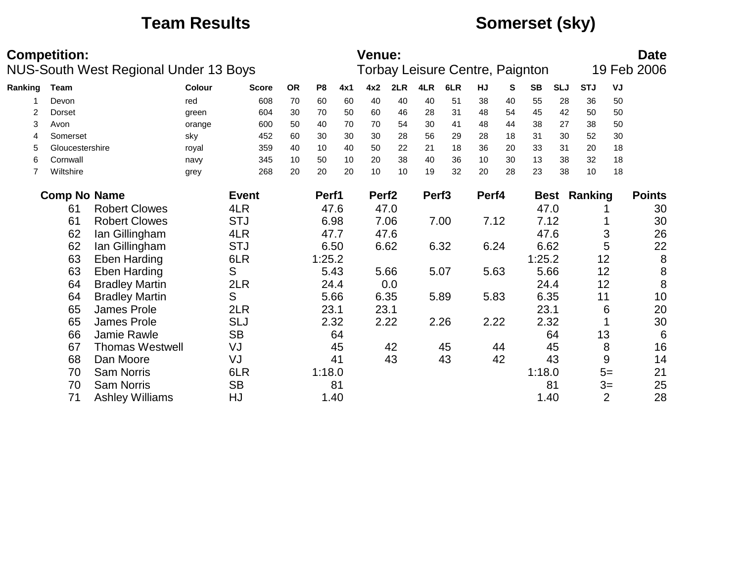# Team Results

# Somerset (sky)

**Competition:**
NUS-South West Regional Under 13 Boys

**Venue:**
Torbay Leisure Centre, Paignton

**Date**
19 Feb 2006

| Ranking | Team | Colour | Score | OR | P8 | 4x1 | 4x2 | 2LR | 4LR | 6LR | HJ | S | SB | SLJ | STJ | VJ |
|---|---|---|---|---|---|---|---|---|---|---|---|---|---|---|---|---|
| 1 | Devon | red | 608 | 70 | 60 | 60 | 40 | 40 | 40 | 51 | 38 | 40 | 55 | 28 | 36 | 50 |
| 2 | Dorset | green | 604 | 30 | 70 | 50 | 60 | 46 | 28 | 31 | 48 | 54 | 45 | 42 | 50 | 50 |
| 3 | Avon | orange | 600 | 50 | 40 | 70 | 70 | 54 | 30 | 41 | 48 | 44 | 38 | 27 | 38 | 50 |
| 4 | Somerset | sky | 452 | 60 | 30 | 30 | 30 | 28 | 56 | 29 | 28 | 18 | 31 | 30 | 52 | 30 |
| 5 | Gloucestershire | royal | 359 | 40 | 10 | 40 | 50 | 22 | 21 | 18 | 36 | 20 | 33 | 31 | 20 | 18 |
| 6 | Cornwall | navy | 345 | 10 | 50 | 10 | 20 | 38 | 40 | 36 | 10 | 30 | 13 | 38 | 32 | 18 |
| 7 | Wiltshire | grey | 268 | 20 | 20 | 20 | 10 | 10 | 19 | 32 | 20 | 28 | 23 | 38 | 10 | 18 |

| Comp No | Name | Event | Perf1 | Perf2 | Perf3 | Perf4 | Best | Ranking | Points |
|---|---|---|---|---|---|---|---|---|---|
| 61 | Robert Clowes | 4LR | 47.6 | 47.0 | | | 47.0 | 1 | 30 |
| 61 | Robert Clowes | STJ | 6.98 | 7.06 | 7.00 | 7.12 | 7.12 | 1 | 30 |
| 62 | Ian Gillingham | 4LR | 47.7 | 47.6 | | | 47.6 | 3 | 26 |
| 62 | Ian Gillingham | STJ | 6.50 | 6.62 | 6.32 | 6.24 | 6.62 | 5 | 22 |
| 63 | Eben Harding | 6LR | 1:25.2 | | | | 1:25.2 | 12 | 8 |
| 63 | Eben Harding | S | 5.43 | 5.66 | 5.07 | 5.63 | 5.66 | 12 | 8 |
| 64 | Bradley Martin | 2LR | 24.4 | 0.0 | | | 24.4 | 12 | 8 |
| 64 | Bradley Martin | S | 5.66 | 6.35 | 5.89 | 5.83 | 6.35 | 11 | 10 |
| 65 | James Prole | 2LR | 23.1 | 23.1 | | | 23.1 | 6 | 20 |
| 65 | James Prole | SLJ | 2.32 | 2.22 | 2.26 | 2.22 | 2.32 | 1 | 30 |
| 66 | Jamie Rawle | SB | 64 | | | | 64 | 13 | 6 |
| 67 | Thomas Westwell | VJ | 45 | 42 | 45 | 44 | 45 | 8 | 16 |
| 68 | Dan Moore | VJ | 41 | 43 | 43 | 42 | 43 | 9 | 14 |
| 70 | Sam Norris | 6LR | 1:18.0 | | | | 1:18.0 | 5= | 21 |
| 70 | Sam Norris | SB | 81 | | | | 81 | 3= | 25 |
| 71 | Ashley Williams | HJ | 1.40 | | | | 1.40 | 2 | 28 |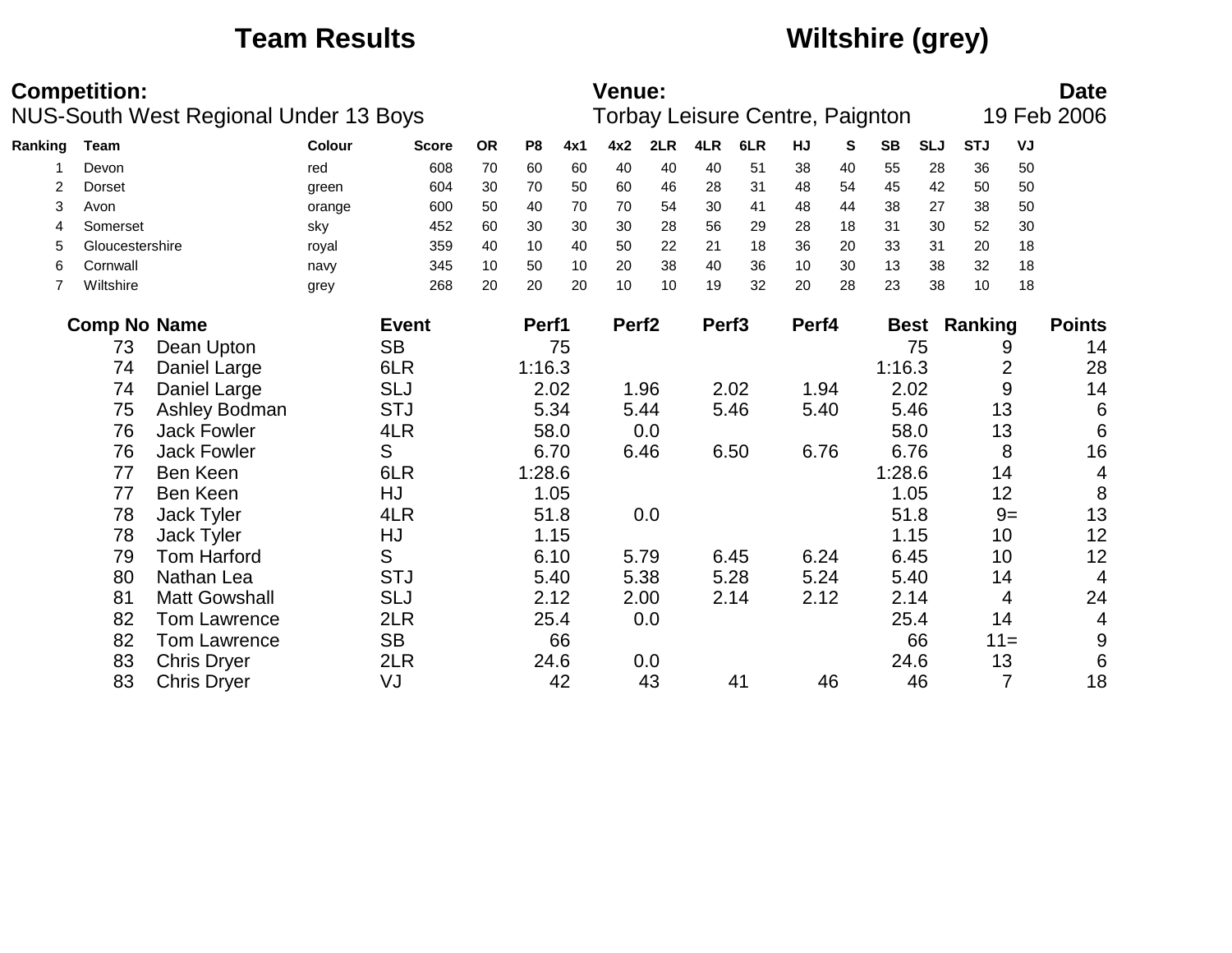# Team Results — Wiltshire (grey)

**Competition:** NUS-South West Regional Under 13 Boys

**Venue:** Torbay Leisure Centre, Paignton

**Date:** 19 Feb 2006

| Ranking | Team | Colour | Score | OR | P8 | 4x1 | 4x2 | 2LR | 4LR | 6LR | HJ | S | SB | SLJ | STJ | VJ |
|---|---|---|---|---|---|---|---|---|---|---|---|---|---|---|---|---|
| 1 | Devon | red | 608 | 70 | 60 | 60 | 40 | 40 | 40 | 51 | 38 | 40 | 55 | 28 | 36 | 50 |
| 2 | Dorset | green | 604 | 30 | 70 | 50 | 60 | 46 | 28 | 31 | 48 | 54 | 45 | 42 | 50 | 50 |
| 3 | Avon | orange | 600 | 50 | 40 | 70 | 70 | 54 | 30 | 41 | 48 | 44 | 38 | 27 | 38 | 50 |
| 4 | Somerset | sky | 452 | 60 | 30 | 30 | 30 | 28 | 56 | 29 | 28 | 18 | 31 | 30 | 52 | 30 |
| 5 | Gloucestershire | royal | 359 | 40 | 10 | 40 | 50 | 22 | 21 | 18 | 36 | 20 | 33 | 31 | 20 | 18 |
| 6 | Cornwall | navy | 345 | 10 | 50 | 10 | 20 | 38 | 40 | 36 | 10 | 30 | 13 | 38 | 32 | 18 |
| 7 | Wiltshire | grey | 268 | 20 | 20 | 20 | 10 | 10 | 19 | 32 | 20 | 28 | 23 | 38 | 10 | 18 |

| Comp No | Name | Event | Perf1 | Perf2 | Perf3 | Perf4 | Best | Ranking | Points |
|---|---|---|---|---|---|---|---|---|---|
| 73 | Dean Upton | SB | 75 | | | | 75 | 9 | 14 |
| 74 | Daniel Large | 6LR | 1:16.3 | | | | 1:16.3 | 2 | 28 |
| 74 | Daniel Large | SLJ | 2.02 | 1.96 | 2.02 | 1.94 | 2.02 | 9 | 14 |
| 75 | Ashley Bodman | STJ | 5.34 | 5.44 | 5.46 | 5.40 | 5.46 | 13 | 6 |
| 76 | Jack Fowler | 4LR | 58.0 | 0.0 | | | 58.0 | 13 | 6 |
| 76 | Jack Fowler | S | 6.70 | 6.46 | 6.50 | 6.76 | 6.76 | 8 | 16 |
| 77 | Ben Keen | 6LR | 1:28.6 | | | | 1:28.6 | 14 | 4 |
| 77 | Ben Keen | HJ | 1.05 | | | | 1.05 | 12 | 8 |
| 78 | Jack Tyler | 4LR | 51.8 | 0.0 | | | 51.8 | 9= | 13 |
| 78 | Jack Tyler | HJ | 1.15 | | | | 1.15 | 10 | 12 |
| 79 | Tom Harford | S | 6.10 | 5.79 | 6.45 | 6.24 | 6.45 | 10 | 12 |
| 80 | Nathan Lea | STJ | 5.40 | 5.38 | 5.28 | 5.24 | 5.40 | 14 | 4 |
| 81 | Matt Gowshall | SLJ | 2.12 | 2.00 | 2.14 | 2.12 | 2.14 | 4 | 24 |
| 82 | Tom Lawrence | 2LR | 25.4 | 0.0 | | | 25.4 | 14 | 4 |
| 82 | Tom Lawrence | SB | 66 | | | | 66 | 11= | 9 |
| 83 | Chris Dryer | 2LR | 24.6 | 0.0 | | | 24.6 | 13 | 6 |
| 83 | Chris Dryer | VJ | 42 | 43 | 41 | 46 | 46 | 7 | 18 |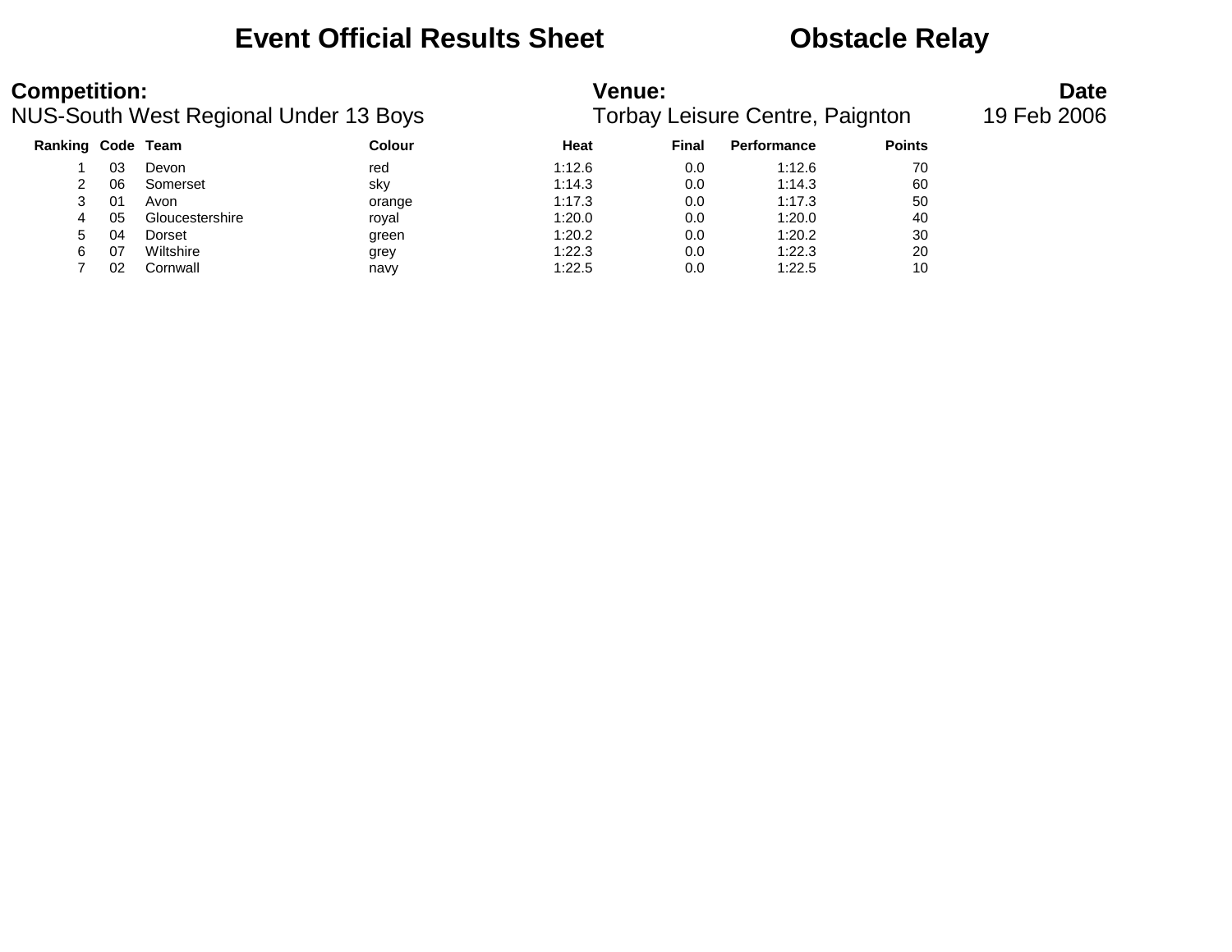# Event Official Results Sheet — Obstacle Relay

**Competition:**
NUS-South West Regional Under 13 Boys

**Venue:**
Torbay Leisure Centre, Paignton

**Date**
19 Feb 2006

| Ranking | Code | Team | Colour | Heat | Final | Performance | Points |
|---|---|---|---|---|---|---|---|
| 1 | 03 | Devon | red | 1:12.6 | 0.0 | 1:12.6 | 70 |
| 2 | 06 | Somerset | sky | 1:14.3 | 0.0 | 1:14.3 | 60 |
| 3 | 01 | Avon | orange | 1:17.3 | 0.0 | 1:17.3 | 50 |
| 4 | 05 | Gloucestershire | royal | 1:20.0 | 0.0 | 1:20.0 | 40 |
| 5 | 04 | Dorset | green | 1:20.2 | 0.0 | 1:20.2 | 30 |
| 6 | 07 | Wiltshire | grey | 1:22.3 | 0.0 | 1:22.3 | 20 |
| 7 | 02 | Cornwall | navy | 1:22.5 | 0.0 | 1:22.5 | 10 |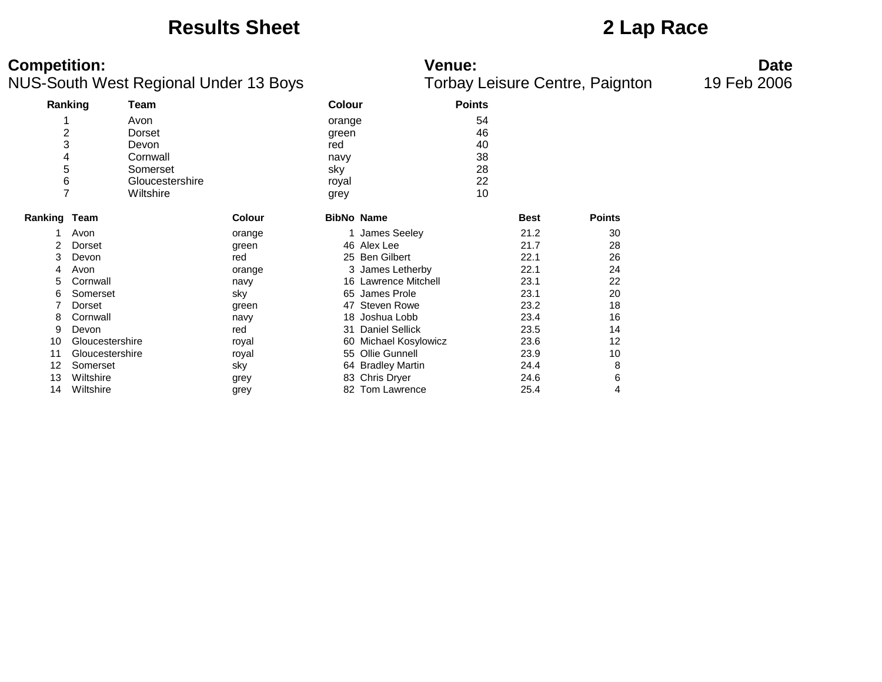# Results Sheet

# 2 Lap Race

**Competition:**
NUS-South West Regional Under 13 Boys

**Venue:**
Torbay Leisure Centre, Paignton

**Date**
19 Feb 2006

| Ranking | Team | Colour | Points |
|---|---|---|---|
| 1 | Avon | orange | 54 |
| 2 | Dorset | green | 46 |
| 3 | Devon | red | 40 |
| 4 | Cornwall | navy | 38 |
| 5 | Somerset | sky | 28 |
| 6 | Gloucestershire | royal | 22 |
| 7 | Wiltshire | grey | 10 |

| Ranking | Team | Colour | BibNo | Name | Best | Points |
|---|---|---|---|---|---|---|
| 1 | Avon | orange | 1 | James Seeley | 21.2 | 30 |
| 2 | Dorset | green | 46 | Alex Lee | 21.7 | 28 |
| 3 | Devon | red | 25 | Ben Gilbert | 22.1 | 26 |
| 4 | Avon | orange | 3 | James Letherby | 22.1 | 24 |
| 5 | Cornwall | navy | 16 | Lawrence Mitchell | 23.1 | 22 |
| 6 | Somerset | sky | 65 | James Prole | 23.1 | 20 |
| 7 | Dorset | green | 47 | Steven Rowe | 23.2 | 18 |
| 8 | Cornwall | navy | 18 | Joshua Lobb | 23.4 | 16 |
| 9 | Devon | red | 31 | Daniel Sellick | 23.5 | 14 |
| 10 | Gloucestershire | royal | 60 | Michael Kosylowicz | 23.6 | 12 |
| 11 | Gloucestershire | royal | 55 | Ollie Gunnell | 23.9 | 10 |
| 12 | Somerset | sky | 64 | Bradley Martin | 24.4 | 8 |
| 13 | Wiltshire | grey | 83 | Chris Dryer | 24.6 | 6 |
| 14 | Wiltshire | grey | 82 | Tom Lawrence | 25.4 | 4 |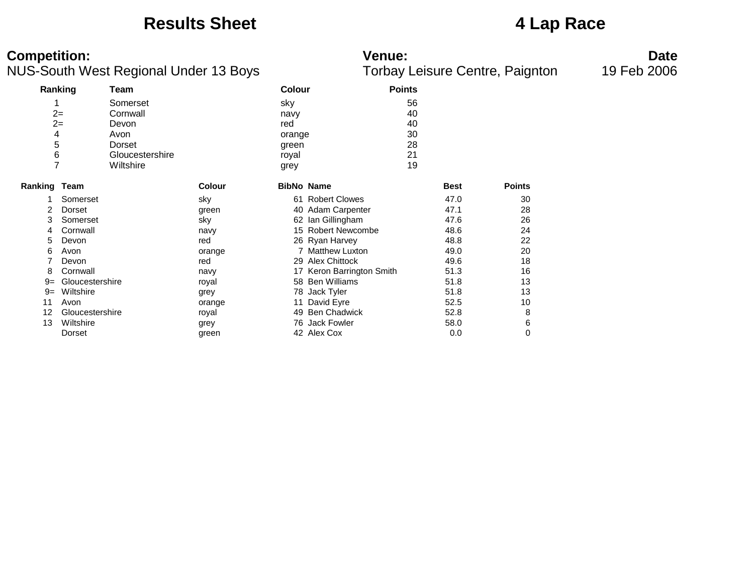# Results Sheet

# 4 Lap Race

**Competition:**
NUS-South West Regional Under 13 Boys

**Venue:**
Torbay Leisure Centre, Paignton

**Date**
19 Feb 2006

| Ranking | Team | Colour | Points |
|---|---|---|---|
| 1 | Somerset | sky | 56 |
| 2= | Cornwall | navy | 40 |
| 2= | Devon | red | 40 |
| 4 | Avon | orange | 30 |
| 5 | Dorset | green | 28 |
| 6 | Gloucestershire | royal | 21 |
| 7 | Wiltshire | grey | 19 |

| Ranking | Team | Colour | BibNo | Name | Best | Points |
|---|---|---|---|---|---|---|
| 1 | Somerset | sky | 61 | Robert Clowes | 47.0 | 30 |
| 2 | Dorset | green | 40 | Adam Carpenter | 47.1 | 28 |
| 3 | Somerset | sky | 62 | Ian Gillingham | 47.6 | 26 |
| 4 | Cornwall | navy | 15 | Robert Newcombe | 48.6 | 24 |
| 5 | Devon | red | 26 | Ryan Harvey | 48.8 | 22 |
| 6 | Avon | orange | 7 | Matthew Luxton | 49.0 | 20 |
| 7 | Devon | red | 29 | Alex Chittock | 49.6 | 18 |
| 8 | Cornwall | navy | 17 | Keron Barrington Smith | 51.3 | 16 |
| 9= | Gloucestershire | royal | 58 | Ben Williams | 51.8 | 13 |
| 9= | Wiltshire | grey | 78 | Jack Tyler | 51.8 | 13 |
| 11 | Avon | orange | 11 | David Eyre | 52.5 | 10 |
| 12 | Gloucestershire | royal | 49 | Ben Chadwick | 52.8 | 8 |
| 13 | Wiltshire | grey | 76 | Jack Fowler | 58.0 | 6 |
| | Dorset | green | 42 | Alex Cox | 0.0 | 0 |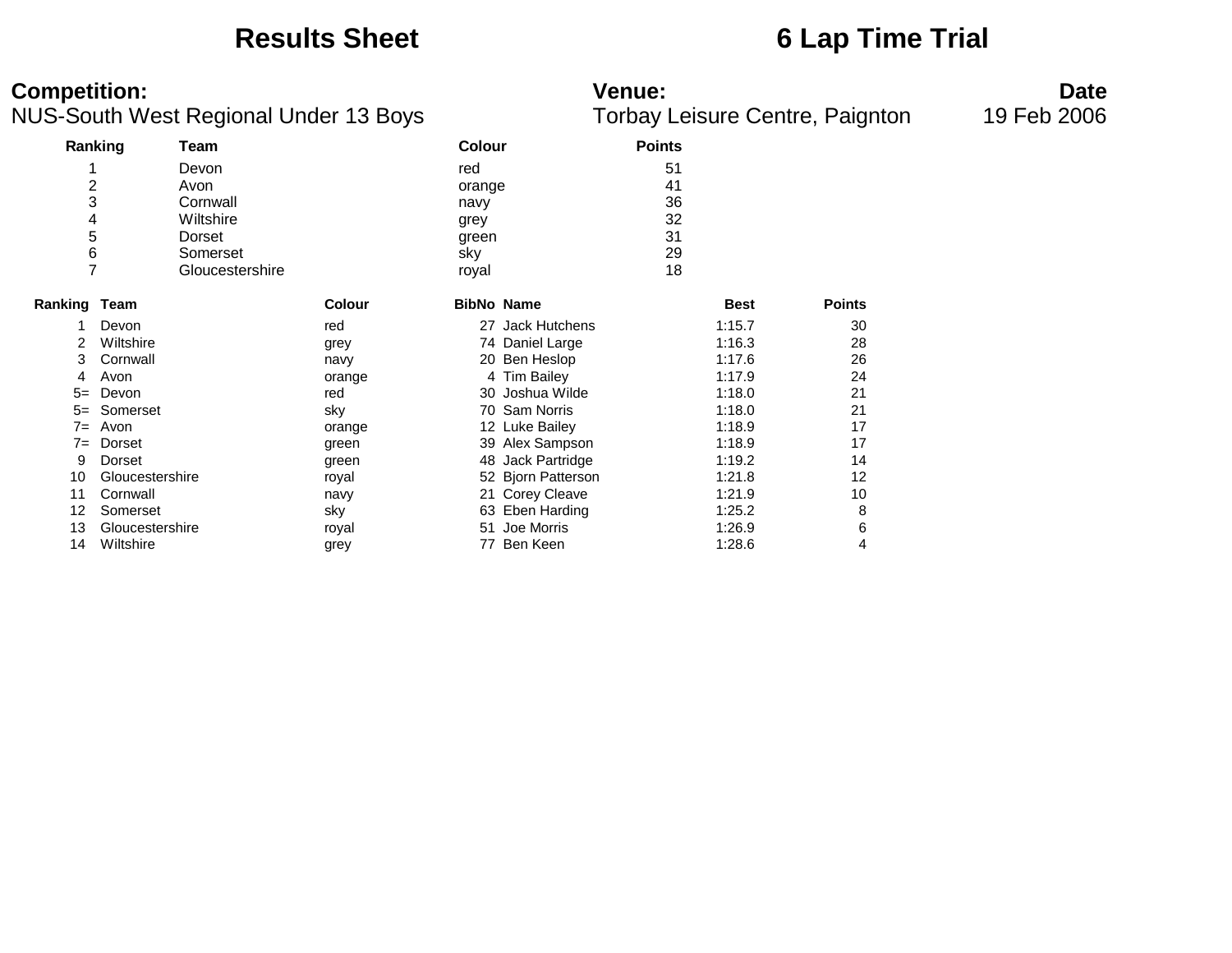# Results Sheet

# 6 Lap Time Trial

**Competition:**
NUS-South West Regional Under 13 Boys

**Venue:**
Torbay Leisure Centre, Paignton

**Date**
19 Feb 2006

| Ranking | Team | Colour | Points |
|---|---|---|---|
| 1 | Devon | red | 51 |
| 2 | Avon | orange | 41 |
| 3 | Cornwall | navy | 36 |
| 4 | Wiltshire | grey | 32 |
| 5 | Dorset | green | 31 |
| 6 | Somerset | sky | 29 |
| 7 | Gloucestershire | royal | 18 |

| Ranking | Team | Colour | BibNo | Name | Best | Points |
|---|---|---|---|---|---|---|
| 1 | Devon | red | 27 | Jack Hutchens | 1:15.7 | 30 |
| 2 | Wiltshire | grey | 74 | Daniel Large | 1:16.3 | 28 |
| 3 | Cornwall | navy | 20 | Ben Heslop | 1:17.6 | 26 |
| 4 | Avon | orange | 4 | Tim Bailey | 1:17.9 | 24 |
| 5= | Devon | red | 30 | Joshua Wilde | 1:18.0 | 21 |
| 5= | Somerset | sky | 70 | Sam Norris | 1:18.0 | 21 |
| 7= | Avon | orange | 12 | Luke Bailey | 1:18.9 | 17 |
| 7= | Dorset | green | 39 | Alex Sampson | 1:18.9 | 17 |
| 9 | Dorset | green | 48 | Jack Partridge | 1:19.2 | 14 |
| 10 | Gloucestershire | royal | 52 | Bjorn Patterson | 1:21.8 | 12 |
| 11 | Cornwall | navy | 21 | Corey Cleave | 1:21.9 | 10 |
| 12 | Somerset | sky | 63 | Eben Harding | 1:25.2 | 8 |
| 13 | Gloucestershire | royal | 51 | Joe Morris | 1:26.9 | 6 |
| 14 | Wiltshire | grey | 77 | Ben Keen | 1:28.6 | 4 |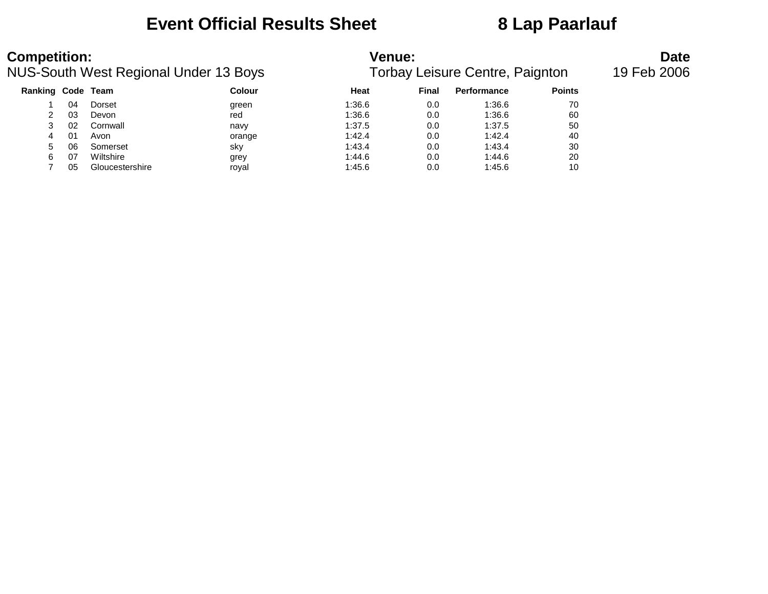# Event Official Results Sheet 8 Lap Paarlauf

**Competition:**
NUS-South West Regional Under 13 Boys

**Venue:**
Torbay Leisure Centre, Paignton

**Date**
19 Feb 2006

| Ranking | Code | Team | Colour | Heat | Final | Performance | Points |
|---|---|---|---|---|---|---|---|
| 1 | 04 | Dorset | green | 1:36.6 | 0.0 | 1:36.6 | 70 |
| 2 | 03 | Devon | red | 1:36.6 | 0.0 | 1:36.6 | 60 |
| 3 | 02 | Cornwall | navy | 1:37.5 | 0.0 | 1:37.5 | 50 |
| 4 | 01 | Avon | orange | 1:42.4 | 0.0 | 1:42.4 | 40 |
| 5 | 06 | Somerset | sky | 1:43.4 | 0.0 | 1:43.4 | 30 |
| 6 | 07 | Wiltshire | grey | 1:44.6 | 0.0 | 1:44.6 | 20 |
| 7 | 05 | Gloucestershire | royal | 1:45.6 | 0.0 | 1:45.6 | 10 |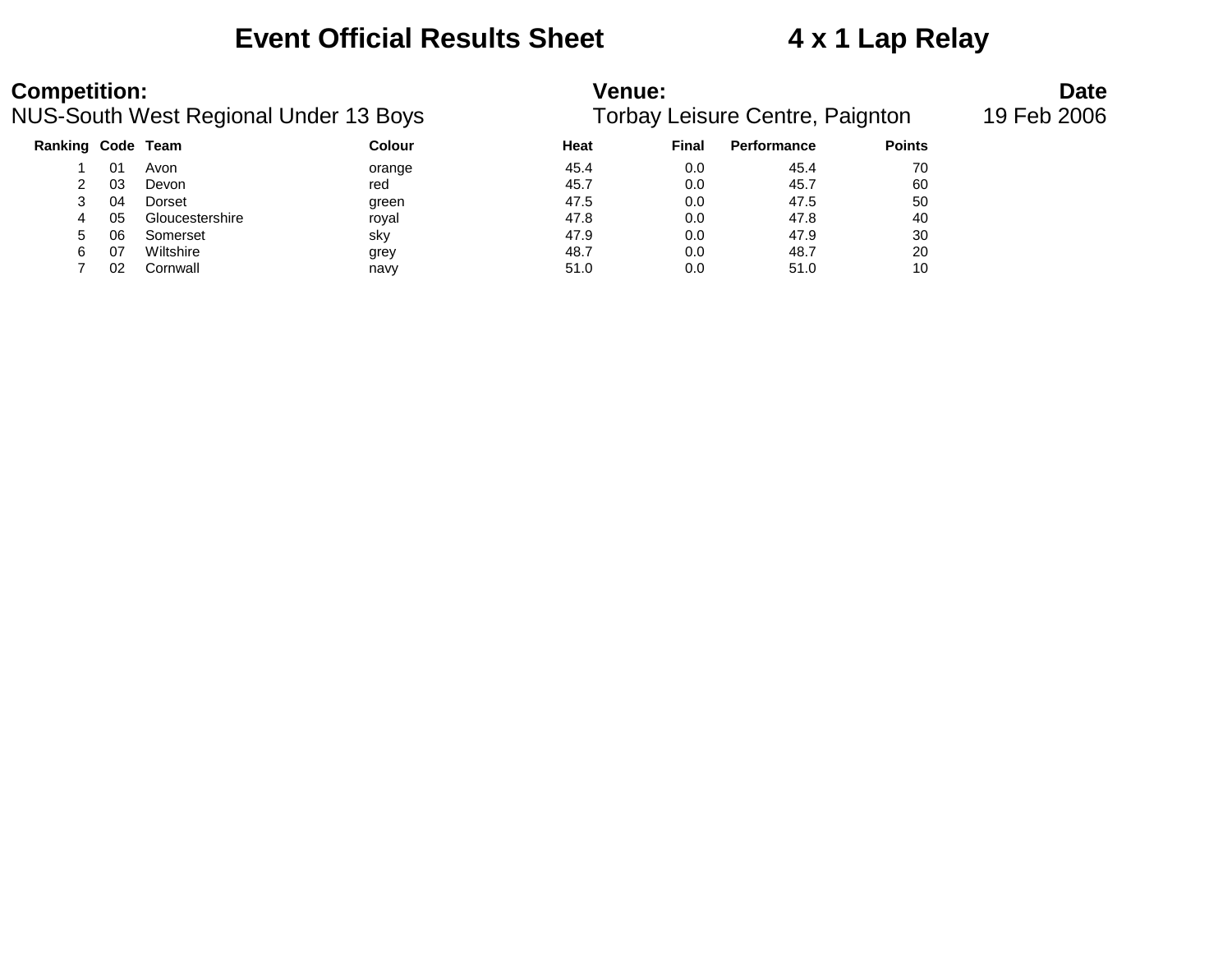# Event Official Results Sheet — 4 x 1 Lap Relay

**Competition:** NUS-South West Regional Under 13 Boys

**Venue:** Torbay Leisure Centre, Paignton

**Date:** 19 Feb 2006

| Ranking | Code | Team | Colour | Heat | Final | Performance | Points |
|---|---|---|---|---|---|---|---|
| 1 | 01 | Avon | orange | 45.4 | 0.0 | 45.4 | 70 |
| 2 | 03 | Devon | red | 45.7 | 0.0 | 45.7 | 60 |
| 3 | 04 | Dorset | green | 47.5 | 0.0 | 47.5 | 50 |
| 4 | 05 | Gloucestershire | royal | 47.8 | 0.0 | 47.8 | 40 |
| 5 | 06 | Somerset | sky | 47.9 | 0.0 | 47.9 | 30 |
| 6 | 07 | Wiltshire | grey | 48.7 | 0.0 | 48.7 | 20 |
| 7 | 02 | Cornwall | navy | 51.0 | 0.0 | 51.0 | 10 |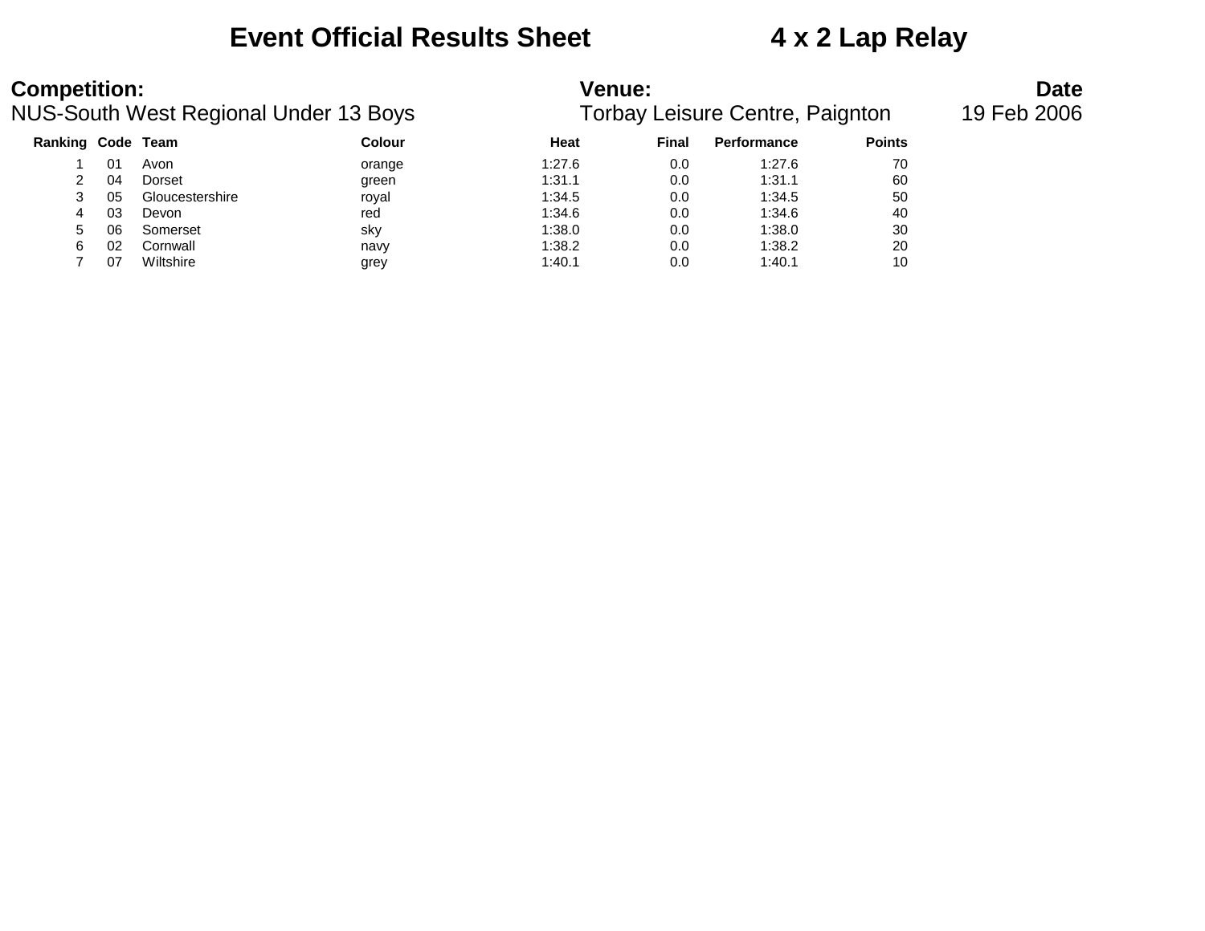# Event Official Results Sheet 4 x 2 Lap Relay

**Competition:**
NUS-South West Regional Under 13 Boys

**Venue:**
Torbay Leisure Centre, Paignton

**Date**
19 Feb 2006

| Ranking | Code | Team | Colour | Heat | Final | Performance | Points |
|---|---|---|---|---|---|---|---|
| 1 | 01 | Avon | orange | 1:27.6 | 0.0 | 1:27.6 | 70 |
| 2 | 04 | Dorset | green | 1:31.1 | 0.0 | 1:31.1 | 60 |
| 3 | 05 | Gloucestershire | royal | 1:34.5 | 0.0 | 1:34.5 | 50 |
| 4 | 03 | Devon | red | 1:34.6 | 0.0 | 1:34.6 | 40 |
| 5 | 06 | Somerset | sky | 1:38.0 | 0.0 | 1:38.0 | 30 |
| 6 | 02 | Cornwall | navy | 1:38.2 | 0.0 | 1:38.2 | 20 |
| 7 | 07 | Wiltshire | grey | 1:40.1 | 0.0 | 1:40.1 | 10 |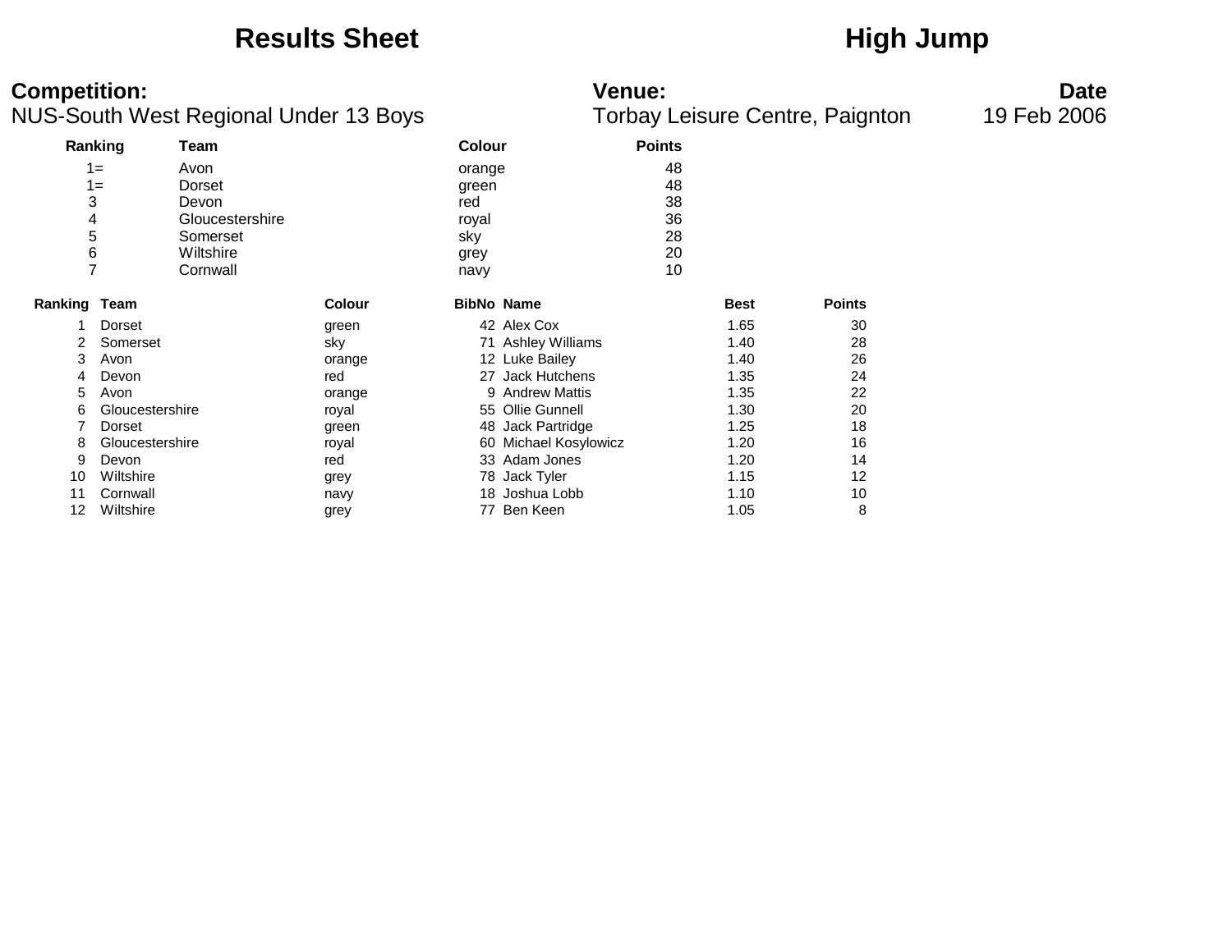# Results Sheet

# High Jump

**Competition:**
NUS-South West Regional Under 13 Boys

**Venue:**
Torbay Leisure Centre, Paignton

**Date**
19 Feb 2006

| Ranking | Team | Colour | Points |
|---|---|---|---|
| 1= | Avon | orange | 48 |
| 1= | Dorset | green | 48 |
| 3 | Devon | red | 38 |
| 4 | Gloucestershire | royal | 36 |
| 5 | Somerset | sky | 28 |
| 6 | Wiltshire | grey | 20 |
| 7 | Cornwall | navy | 10 |

| Ranking | Team | Colour | BibNo | Name | Best | Points |
|---|---|---|---|---|---|---|
| 1 | Dorset | green | 42 | Alex Cox | 1.65 | 30 |
| 2 | Somerset | sky | 71 | Ashley Williams | 1.40 | 28 |
| 3 | Avon | orange | 12 | Luke Bailey | 1.40 | 26 |
| 4 | Devon | red | 27 | Jack Hutchens | 1.35 | 24 |
| 5 | Avon | orange | 9 | Andrew Mattis | 1.35 | 22 |
| 6 | Gloucestershire | royal | 55 | Ollie Gunnell | 1.30 | 20 |
| 7 | Dorset | green | 48 | Jack Partridge | 1.25 | 18 |
| 8 | Gloucestershire | royal | 60 | Michael Kosylowicz | 1.20 | 16 |
| 9 | Devon | red | 33 | Adam Jones | 1.20 | 14 |
| 10 | Wiltshire | grey | 78 | Jack Tyler | 1.15 | 12 |
| 11 | Cornwall | navy | 18 | Joshua Lobb | 1.10 | 10 |
| 12 | Wiltshire | grey | 77 | Ben Keen | 1.05 | 8 |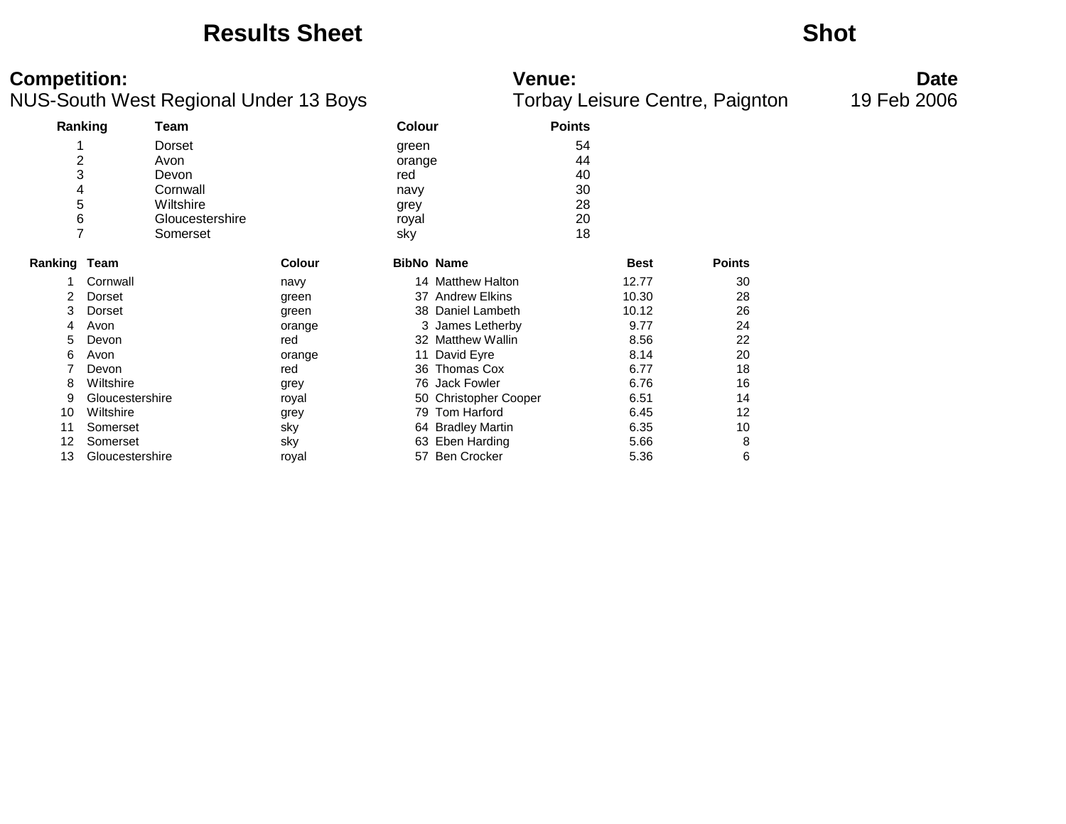# Results Sheet

# Shot

**Competition:**
NUS-South West Regional Under 13 Boys

**Venue:**
Torbay Leisure Centre, Paignton

**Date**
19 Feb 2006

| Ranking | Team | Colour | Points |
|---|---|---|---|
| 1 | Dorset | green | 54 |
| 2 | Avon | orange | 44 |
| 3 | Devon | red | 40 |
| 4 | Cornwall | navy | 30 |
| 5 | Wiltshire | grey | 28 |
| 6 | Gloucestershire | royal | 20 |
| 7 | Somerset | sky | 18 |

| Ranking | Team | Colour | BibNo | Name | Best | Points |
|---|---|---|---|---|---|---|
| 1 | Cornwall | navy | 14 | Matthew Halton | 12.77 | 30 |
| 2 | Dorset | green | 37 | Andrew Elkins | 10.30 | 28 |
| 3 | Dorset | green | 38 | Daniel Lambeth | 10.12 | 26 |
| 4 | Avon | orange | 3 | James Letherby | 9.77 | 24 |
| 5 | Devon | red | 32 | Matthew Wallin | 8.56 | 22 |
| 6 | Avon | orange | 11 | David Eyre | 8.14 | 20 |
| 7 | Devon | red | 36 | Thomas Cox | 6.77 | 18 |
| 8 | Wiltshire | grey | 76 | Jack Fowler | 6.76 | 16 |
| 9 | Gloucestershire | royal | 50 | Christopher Cooper | 6.51 | 14 |
| 10 | Wiltshire | grey | 79 | Tom Harford | 6.45 | 12 |
| 11 | Somerset | sky | 64 | Bradley Martin | 6.35 | 10 |
| 12 | Somerset | sky | 63 | Eben Harding | 5.66 | 8 |
| 13 | Gloucestershire | royal | 57 | Ben Crocker | 5.36 | 6 |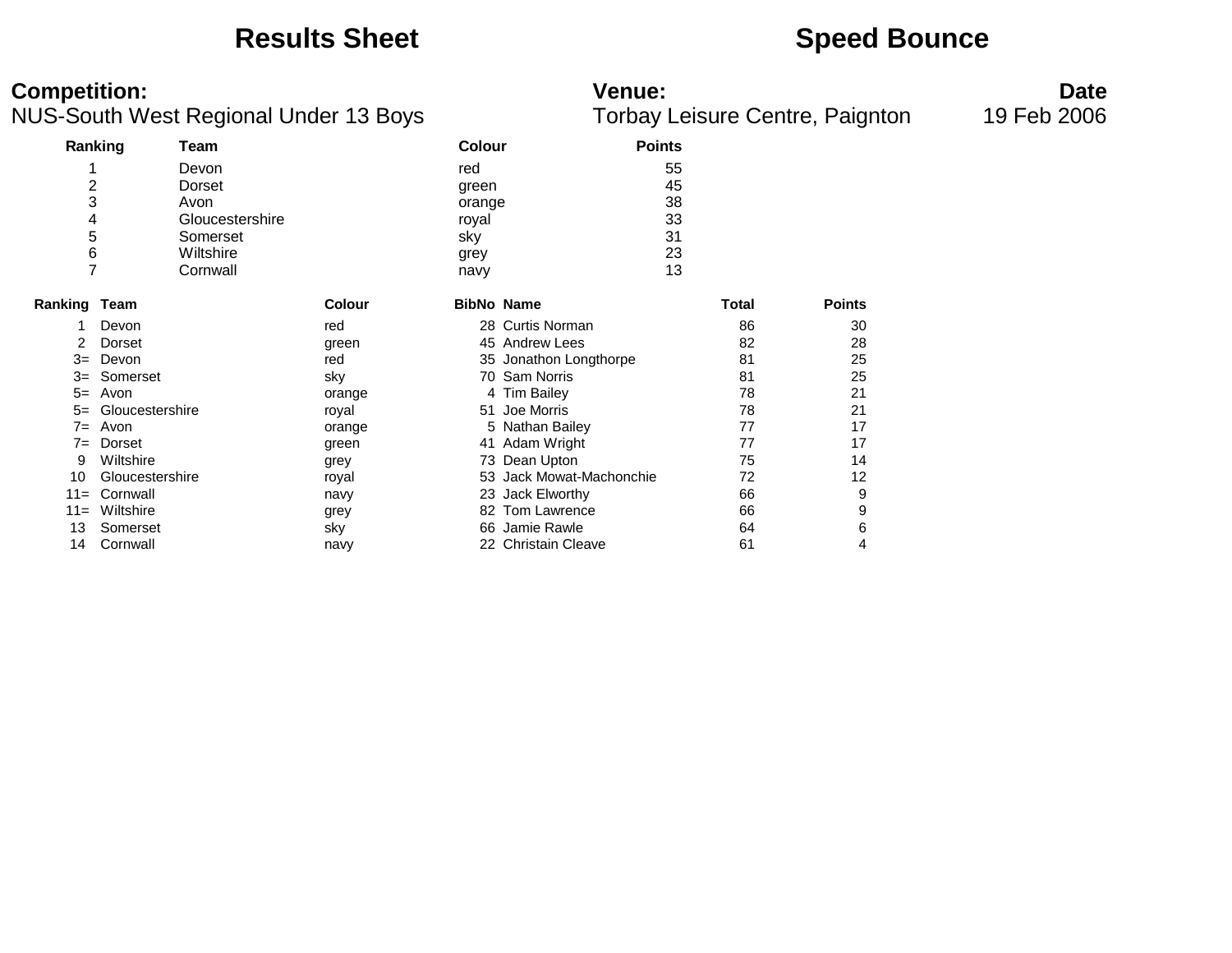# Results Sheet

# Speed Bounce

**Competition:**
NUS-South West Regional Under 13 Boys

**Venue:**
Torbay Leisure Centre, Paignton

**Date**
19 Feb 2006

| Ranking | Team | Colour | Points |
|---|---|---|---|
| 1 | Devon | red | 55 |
| 2 | Dorset | green | 45 |
| 3 | Avon | orange | 38 |
| 4 | Gloucestershire | royal | 33 |
| 5 | Somerset | sky | 31 |
| 6 | Wiltshire | grey | 23 |
| 7 | Cornwall | navy | 13 |

| Ranking | Team | Colour | BibNo | Name | Total | Points |
|---|---|---|---|---|---|---|
| 1 | Devon | red | 28 | Curtis Norman | 86 | 30 |
| 2 | Dorset | green | 45 | Andrew Lees | 82 | 28 |
| 3= | Devon | red | 35 | Jonathon Longthorpe | 81 | 25 |
| 3= | Somerset | sky | 70 | Sam Norris | 81 | 25 |
| 5= | Avon | orange | 4 | Tim Bailey | 78 | 21 |
| 5= | Gloucestershire | royal | 51 | Joe Morris | 78 | 21 |
| 7= | Avon | orange | 5 | Nathan Bailey | 77 | 17 |
| 7= | Dorset | green | 41 | Adam Wright | 77 | 17 |
| 9 | Wiltshire | grey | 73 | Dean Upton | 75 | 14 |
| 10 | Gloucestershire | royal | 53 | Jack Mowat-Machonchie | 72 | 12 |
| 11= | Cornwall | navy | 23 | Jack Elworthy | 66 | 9 |
| 11= | Wiltshire | grey | 82 | Tom Lawrence | 66 | 9 |
| 13 | Somerset | sky | 66 | Jamie Rawle | 64 | 6 |
| 14 | Cornwall | navy | 22 | Christain Cleave | 61 | 4 |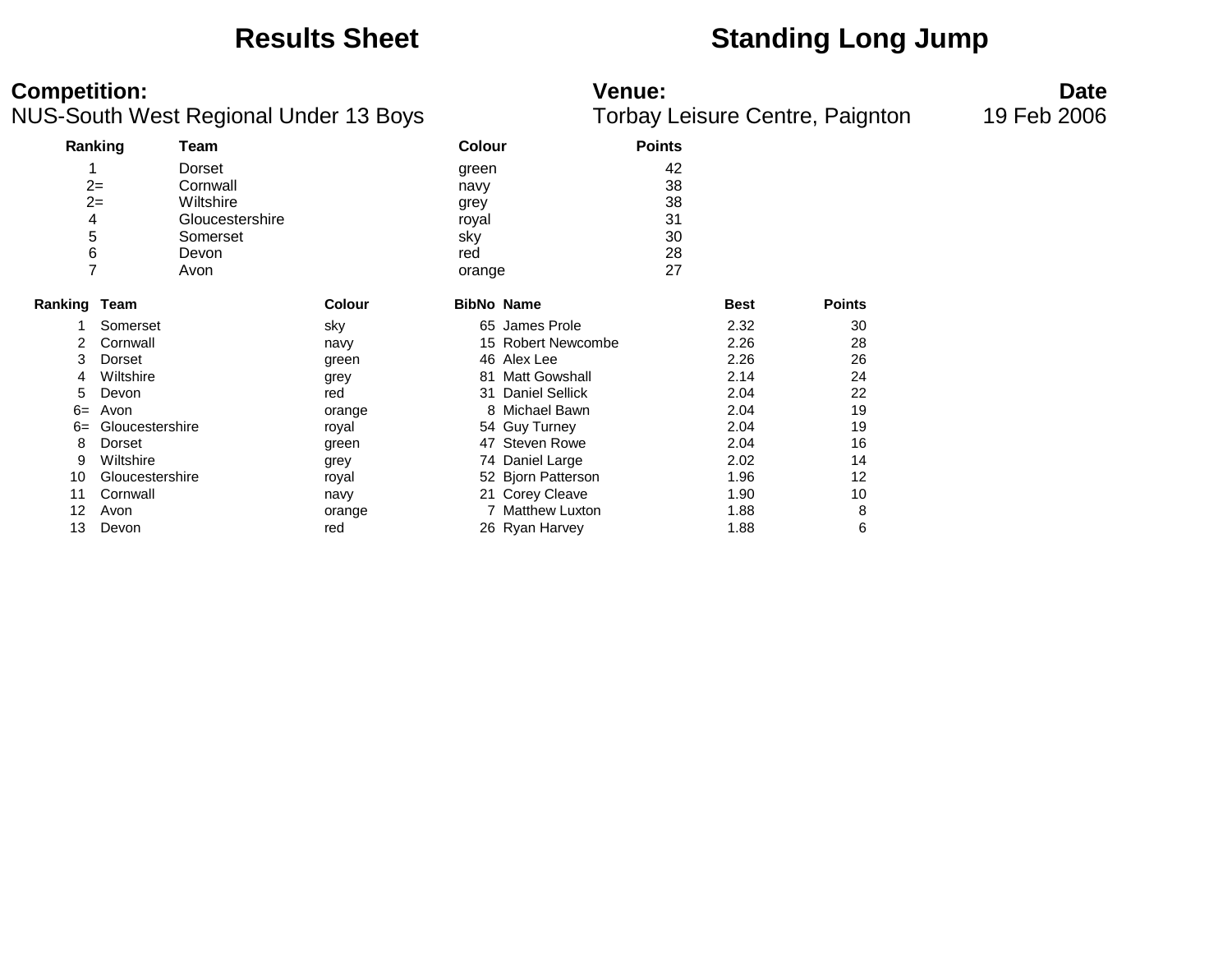# Results Sheet — Standing Long Jump

**Competition:**
NUS-South West Regional Under 13 Boys

**Venue:**
Torbay Leisure Centre, Paignton

**Date**
19 Feb 2006

| Ranking | Team | Colour | Points |
|---|---|---|---|
| 1 | Dorset | green | 42 |
| 2= | Cornwall | navy | 38 |
| 2= | Wiltshire | grey | 38 |
| 4 | Gloucestershire | royal | 31 |
| 5 | Somerset | sky | 30 |
| 6 | Devon | red | 28 |
| 7 | Avon | orange | 27 |

| Ranking | Team | Colour | BibNo | Name | Best | Points |
|---|---|---|---|---|---|---|
| 1 | Somerset | sky | 65 | James Prole | 2.32 | 30 |
| 2 | Cornwall | navy | 15 | Robert Newcombe | 2.26 | 28 |
| 3 | Dorset | green | 46 | Alex Lee | 2.26 | 26 |
| 4 | Wiltshire | grey | 81 | Matt Gowshall | 2.14 | 24 |
| 5 | Devon | red | 31 | Daniel Sellick | 2.04 | 22 |
| 6= | Avon | orange | 8 | Michael Bawn | 2.04 | 19 |
| 6= | Gloucestershire | royal | 54 | Guy Turney | 2.04 | 19 |
| 8 | Dorset | green | 47 | Steven Rowe | 2.04 | 16 |
| 9 | Wiltshire | grey | 74 | Daniel Large | 2.02 | 14 |
| 10 | Gloucestershire | royal | 52 | Bjorn Patterson | 1.96 | 12 |
| 11 | Cornwall | navy | 21 | Corey Cleave | 1.90 | 10 |
| 12 | Avon | orange | 7 | Matthew Luxton | 1.88 | 8 |
| 13 | Devon | red | 26 | Ryan Harvey | 1.88 | 6 |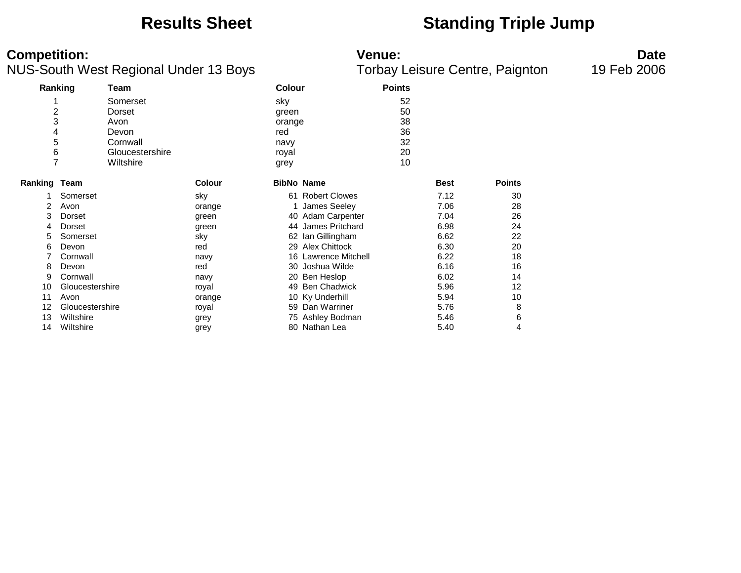# Results Sheet

# Standing Triple Jump

**Competition:**
NUS-South West Regional Under 13 Boys

**Venue:**
Torbay Leisure Centre, Paignton

**Date**
19 Feb 2006

| Ranking | Team | Colour | Points |
|---|---|---|---|
| 1 | Somerset | sky | 52 |
| 2 | Dorset | green | 50 |
| 3 | Avon | orange | 38 |
| 4 | Devon | red | 36 |
| 5 | Cornwall | navy | 32 |
| 6 | Gloucestershire | royal | 20 |
| 7 | Wiltshire | grey | 10 |

| Ranking | Team | Colour | BibNo | Name | Best | Points |
|---|---|---|---|---|---|---|
| 1 | Somerset | sky | 61 | Robert Clowes | 7.12 | 30 |
| 2 | Avon | orange | 1 | James Seeley | 7.06 | 28 |
| 3 | Dorset | green | 40 | Adam Carpenter | 7.04 | 26 |
| 4 | Dorset | green | 44 | James Pritchard | 6.98 | 24 |
| 5 | Somerset | sky | 62 | Ian Gillingham | 6.62 | 22 |
| 6 | Devon | red | 29 | Alex Chittock | 6.30 | 20 |
| 7 | Cornwall | navy | 16 | Lawrence Mitchell | 6.22 | 18 |
| 8 | Devon | red | 30 | Joshua Wilde | 6.16 | 16 |
| 9 | Cornwall | navy | 20 | Ben Heslop | 6.02 | 14 |
| 10 | Gloucestershire | royal | 49 | Ben Chadwick | 5.96 | 12 |
| 11 | Avon | orange | 10 | Ky Underhill | 5.94 | 10 |
| 12 | Gloucestershire | royal | 59 | Dan Warriner | 5.76 | 8 |
| 13 | Wiltshire | grey | 75 | Ashley Bodman | 5.46 | 6 |
| 14 | Wiltshire | grey | 80 | Nathan Lea | 5.40 | 4 |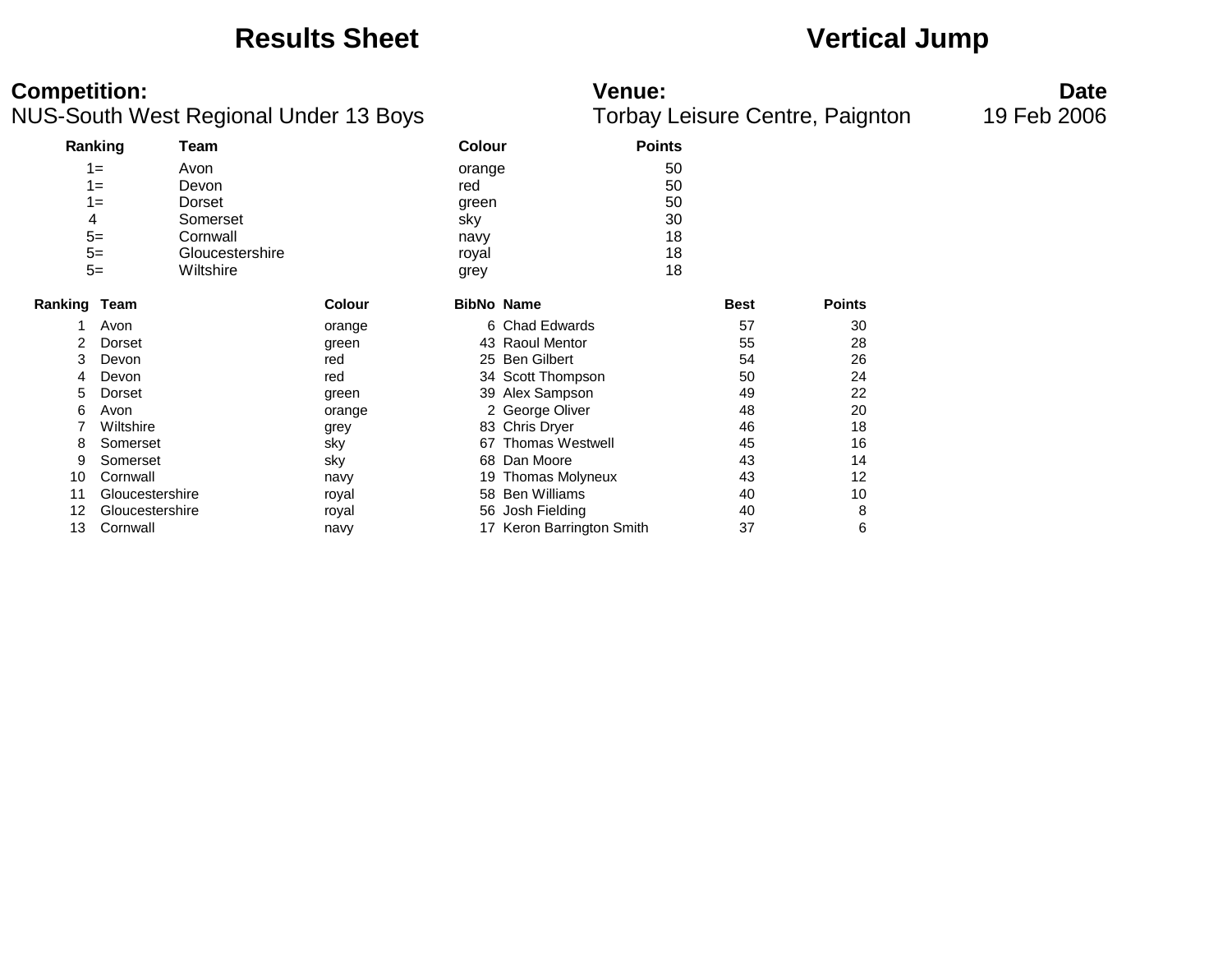# Results Sheet

# Vertical Jump

**Competition:**
NUS-South West Regional Under 13 Boys

**Venue:**
Torbay Leisure Centre, Paignton

**Date**
19 Feb 2006

| Ranking | Team | Colour | Points |
|---|---|---|---|
| 1= | Avon | orange | 50 |
| 1= | Devon | red | 50 |
| 1= | Dorset | green | 50 |
| 4 | Somerset | sky | 30 |
| 5= | Cornwall | navy | 18 |
| 5= | Gloucestershire | royal | 18 |
| 5= | Wiltshire | grey | 18 |

| Ranking | Team | Colour | BibNo | Name | Best | Points |
|---|---|---|---|---|---|---|
| 1 | Avon | orange | 6 | Chad Edwards | 57 | 30 |
| 2 | Dorset | green | 43 | Raoul Mentor | 55 | 28 |
| 3 | Devon | red | 25 | Ben Gilbert | 54 | 26 |
| 4 | Devon | red | 34 | Scott Thompson | 50 | 24 |
| 5 | Dorset | green | 39 | Alex Sampson | 49 | 22 |
| 6 | Avon | orange | 2 | George Oliver | 48 | 20 |
| 7 | Wiltshire | grey | 83 | Chris Dryer | 46 | 18 |
| 8 | Somerset | sky | 67 | Thomas Westwell | 45 | 16 |
| 9 | Somerset | sky | 68 | Dan Moore | 43 | 14 |
| 10 | Cornwall | navy | 19 | Thomas Molyneux | 43 | 12 |
| 11 | Gloucestershire | royal | 58 | Ben Williams | 40 | 10 |
| 12 | Gloucestershire | royal | 56 | Josh Fielding | 40 | 8 |
| 13 | Cornwall | navy | 17 | Keron Barrington Smith | 37 | 6 |